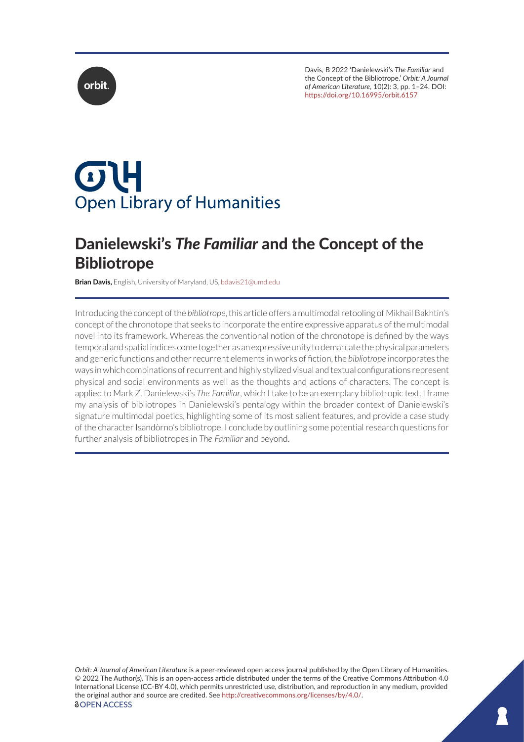Davis, B 2022 'Danielewski's *The Familiar* and the Concept of the Bibliotrope.' *Orbit: A Journal of American Literature*, 10(2): 3, pp. 1–24. DOI: https://doi.org/10.16995/orbit.6157

Open Library of Humanities

# Danielewski's *The Familiar* and the Concept of the Bibliotrope

**Brian Davis,** English, University of Maryland, US, bdavis21@umd.edu

Introducing the concept of the *bibliotrope*, this article offers a multimodal retooling of Mikhail Bakhtin's concept of the chronotope that seeks to incorporate the entire expressive apparatus of the multimodal novel into its framework. Whereas the conventional notion of the chronotope is defined by the ways temporal and spatial indices come together as an expressive unity to demarcate the physical parameters and generic functions and other recurrent elements in works of fiction, the *bibliotrope* incorporates the ways in which combinations of recurrent and highly stylized visual and textual configurations represent physical and social environments as well as the thoughts and actions of characters. The concept is applied to Mark Z. Danielewski's *The Familiar*, which I take to be an exemplary bibliotropic text. I frame my analysis of bibliotropes in Danielewski's pentalogy within the broader context of Danielewski's signature multimodal poetics, highlighting some of its most salient features, and provide a case study of the character Isandòrno's bibliotrope. I conclude by outlining some potential research questions for further analysis of bibliotropes in *The Familiar* and beyond.

*Orbit: A Journal of American Literature* is a peer-reviewed open access journal published by the Open Library of Humanities. © 2022 The Author(s). This is an open-access article distributed under the terms of the Creative Commons Attribution 4.0 International License (CC-BY 4.0), which permits unrestricted use, distribution, and reproduction in any medium, provided the original author and source are credited. See http://creativecommons.org/licenses/by/4.0/.

OPEN ACCESS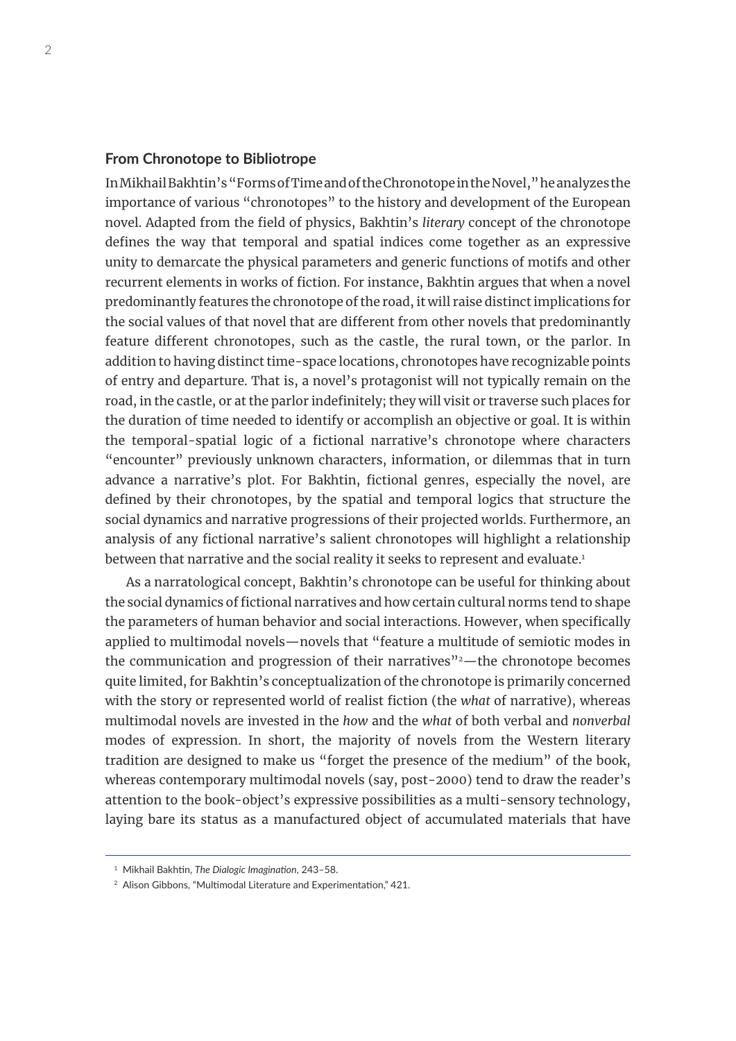## From Chronotope to Bibliotrope

In Mikhail Bakhtin's "Forms of Time and of the Chronotope in the Novel," he analyzes the importance of various "chronotopes" to the history and development of the European novel. Adapted from the field of physics, Bakhtin's *literary* concept of the chronotope defines the way that temporal and spatial indices come together as an expressive unity to demarcate the physical parameters and generic functions of motifs and other recurrent elements in works of fiction. For instance, Bakhtin argues that when a novel predominantly features the chronotope of the road, it will raise distinct implications for the social values of that novel that are different from other novels that predominantly feature different chronotopes, such as the castle, the rural town, or the parlor. In addition to having distinct time-space locations, chronotopes have recognizable points of entry and departure. That is, a novel's protagonist will not typically remain on the road, in the castle, or at the parlor indefinitely; they will visit or traverse such places for the duration of time needed to identify or accomplish an objective or goal. It is within the temporal-spatial logic of a fictional narrative's chronotope where characters "encounter" previously unknown characters, information, or dilemmas that in turn advance a narrative's plot. For Bakhtin, fictional genres, especially the novel, are defined by their chronotopes, by the spatial and temporal logics that structure the social dynamics and narrative progressions of their projected worlds. Furthermore, an analysis of any fictional narrative's salient chronotopes will highlight a relationship between that narrative and the social reality it seeks to represent and evaluate.[1]

As a narratological concept, Bakhtin's chronotope can be useful for thinking about the social dynamics of fictional narratives and how certain cultural norms tend to shape the parameters of human behavior and social interactions. However, when specifically applied to multimodal novels—novels that "feature a multitude of semiotic modes in the communication and progression of their narratives"[2]—the chronotope becomes quite limited, for Bakhtin's conceptualization of the chronotope is primarily concerned with the story or represented world of realist fiction (the *what* of narrative), whereas multimodal novels are invested in the *how* and the *what* of both verbal and *nonverbal* modes of expression. In short, the majority of novels from the Western literary tradition are designed to make us "forget the presence of the medium" of the book, whereas contemporary multimodal novels (say, post-2000) tend to draw the reader's attention to the book-object's expressive possibilities as a multi-sensory technology, laying bare its status as a manufactured object of accumulated materials that have

---

[1] Mikhail Bakhtin, *The Dialogic Imagination*, 243–58.

[2] Alison Gibbons, "Multimodal Literature and Experimentation," 421.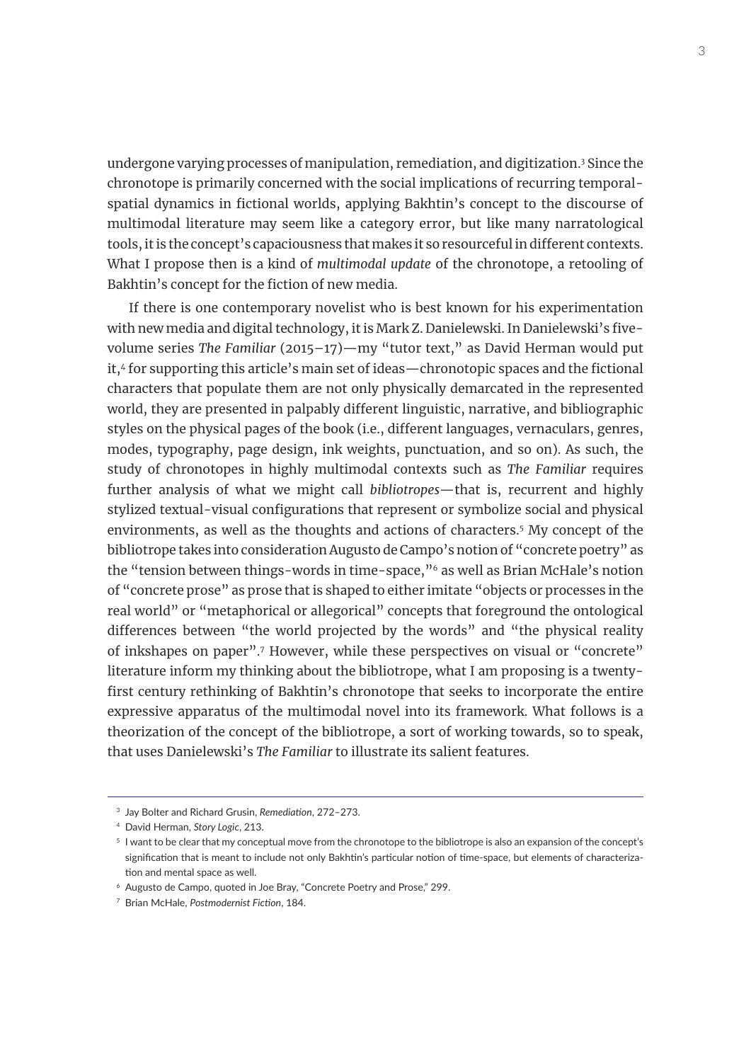undergone varying processes of manipulation, remediation, and digitization.[3] Since the chronotope is primarily concerned with the social implications of recurring temporal-spatial dynamics in fictional worlds, applying Bakhtin's concept to the discourse of multimodal literature may seem like a category error, but like many narratological tools, it is the concept's capaciousness that makes it so resourceful in different contexts. What I propose then is a kind of *multimodal update* of the chronotope, a retooling of Bakhtin's concept for the fiction of new media.

If there is one contemporary novelist who is best known for his experimentation with new media and digital technology, it is Mark Z. Danielewski. In Danielewski's five-volume series *The Familiar* (2015–17)—my "tutor text," as David Herman would put it,[4] for supporting this article's main set of ideas—chronotopic spaces and the fictional characters that populate them are not only physically demarcated in the represented world, they are presented in palpably different linguistic, narrative, and bibliographic styles on the physical pages of the book (i.e., different languages, vernaculars, genres, modes, typography, page design, ink weights, punctuation, and so on). As such, the study of chronotopes in highly multimodal contexts such as *The Familiar* requires further analysis of what we might call *bibliotropes*—that is, recurrent and highly stylized textual-visual configurations that represent or symbolize social and physical environments, as well as the thoughts and actions of characters.[5] My concept of the bibliotrope takes into consideration Augusto de Campo's notion of "concrete poetry" as the "tension between things-words in time-space,"[6] as well as Brian McHale's notion of "concrete prose" as prose that is shaped to either imitate "objects or processes in the real world" or "metaphorical or allegorical" concepts that foreground the ontological differences between "the world projected by the words" and "the physical reality of inkshapes on paper".[7] However, while these perspectives on visual or "concrete" literature inform my thinking about the bibliotrope, what I am proposing is a twenty-first century rethinking of Bakhtin's chronotope that seeks to incorporate the entire expressive apparatus of the multimodal novel into its framework. What follows is a theorization of the concept of the bibliotrope, a sort of working towards, so to speak, that uses Danielewski's *The Familiar* to illustrate its salient features.

---

[3] Jay Bolter and Richard Grusin, *Remediation*, 272–273.

[4] David Herman, *Story Logic*, 213.

[5] I want to be clear that my conceptual move from the chronotope to the bibliotrope is also an expansion of the concept's signification that is meant to include not only Bakhtin's particular notion of time-space, but elements of characterization and mental space as well.

[6] Augusto de Campo, quoted in Joe Bray, "Concrete Poetry and Prose," 299.

[7] Brian McHale, *Postmodernist Fiction*, 184.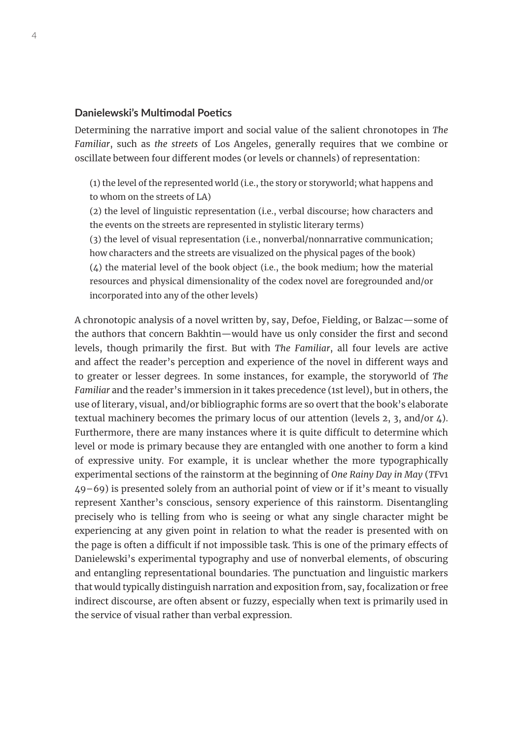### Danielewski's Multimodal Poetics

Determining the narrative import and social value of the salient chronotopes in *The Familiar*, such as *the streets* of Los Angeles, generally requires that we combine or oscillate between four different modes (or levels or channels) of representation:

> (1) the level of the represented world (i.e., the story or storyworld; what happens and to whom on the streets of LA)
> (2) the level of linguistic representation (i.e., verbal discourse; how characters and the events on the streets are represented in stylistic literary terms)
> (3) the level of visual representation (i.e., nonverbal/nonnarrative communication; how characters and the streets are visualized on the physical pages of the book)
> (4) the material level of the book object (i.e., the book medium; how the material resources and physical dimensionality of the codex novel are foregrounded and/or incorporated into any of the other levels)

A chronotopic analysis of a novel written by, say, Defoe, Fielding, or Balzac—some of the authors that concern Bakhtin—would have us only consider the first and second levels, though primarily the first. But with *The Familiar*, all four levels are active and affect the reader's perception and experience of the novel in different ways and to greater or lesser degrees. In some instances, for example, the storyworld of *The Familiar* and the reader's immersion in it takes precedence (1st level), but in others, the use of literary, visual, and/or bibliographic forms are so overt that the book's elaborate textual machinery becomes the primary locus of our attention (levels 2, 3, and/or 4). Furthermore, there are many instances where it is quite difficult to determine which level or mode is primary because they are entangled with one another to form a kind of expressive unity. For example, it is unclear whether the more typographically experimental sections of the rainstorm at the beginning of *One Rainy Day in May* (*TF*v1 49–69) is presented solely from an authorial point of view or if it's meant to visually represent Xanther's conscious, sensory experience of this rainstorm. Disentangling precisely who is telling from who is seeing or what any single character might be experiencing at any given point in relation to what the reader is presented with on the page is often a difficult if not impossible task. This is one of the primary effects of Danielewski's experimental typography and use of nonverbal elements, of obscuring and entangling representational boundaries. The punctuation and linguistic markers that would typically distinguish narration and exposition from, say, focalization or free indirect discourse, are often absent or fuzzy, especially when text is primarily used in the service of visual rather than verbal expression.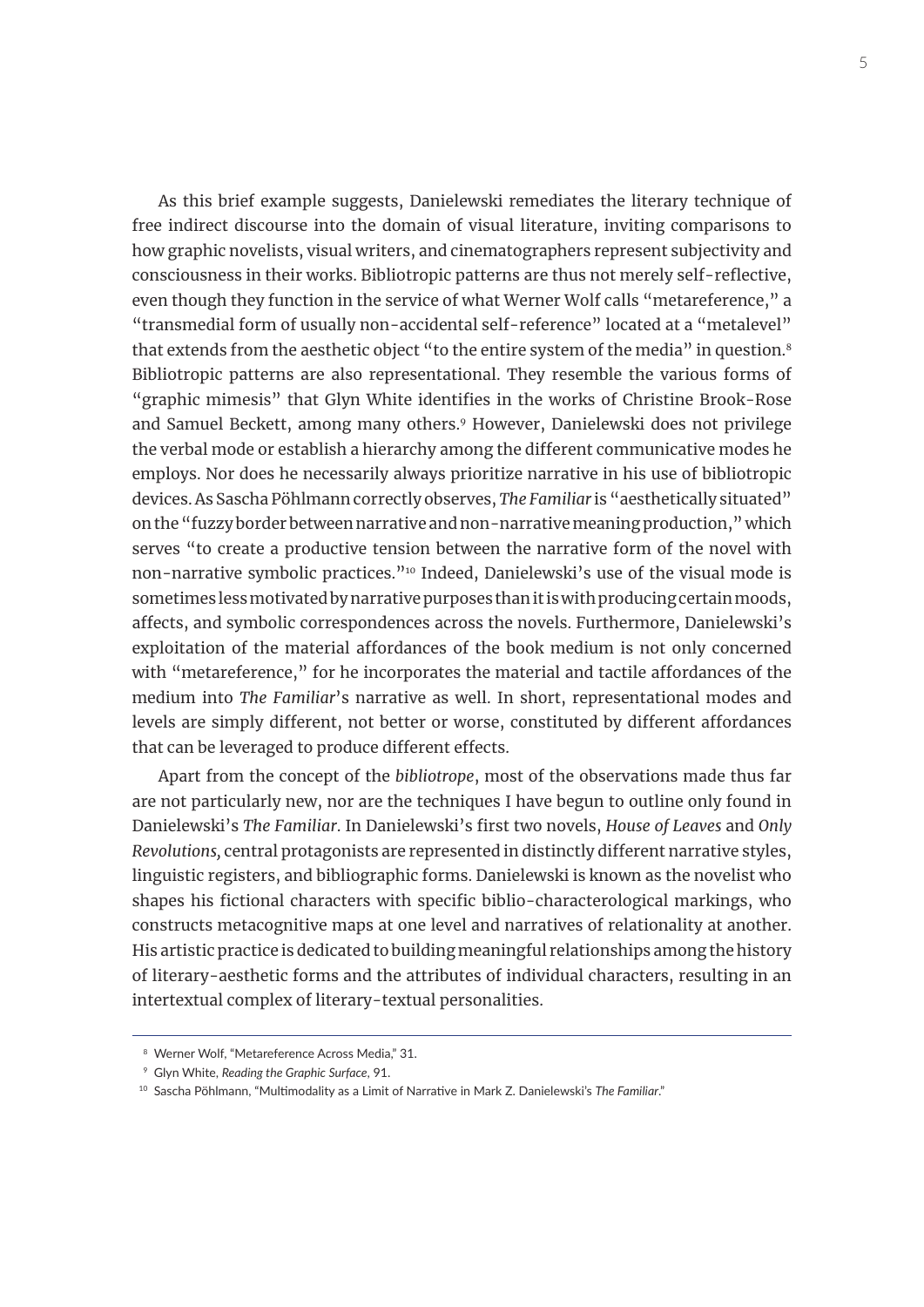As this brief example suggests, Danielewski remediates the literary technique of free indirect discourse into the domain of visual literature, inviting comparisons to how graphic novelists, visual writers, and cinematographers represent subjectivity and consciousness in their works. Bibliotropic patterns are thus not merely self-reflective, even though they function in the service of what Werner Wolf calls "metareference," a "transmedial form of usually non-accidental self-reference" located at a "metalevel" that extends from the aesthetic object "to the entire system of the media" in question.[8] Bibliotropic patterns are also representational. They resemble the various forms of "graphic mimesis" that Glyn White identifies in the works of Christine Brook-Rose and Samuel Beckett, among many others.[9] However, Danielewski does not privilege the verbal mode or establish a hierarchy among the different communicative modes he employs. Nor does he necessarily always prioritize narrative in his use of bibliotropic devices. As Sascha Pöhlmann correctly observes, *The Familiar* is "aesthetically situated" on the "fuzzy border between narrative and non-narrative meaning production," which serves "to create a productive tension between the narrative form of the novel with non-narrative symbolic practices."[10] Indeed, Danielewski's use of the visual mode is sometimes less motivated by narrative purposes than it is with producing certain moods, affects, and symbolic correspondences across the novels. Furthermore, Danielewski's exploitation of the material affordances of the book medium is not only concerned with "metareference," for he incorporates the material and tactile affordances of the medium into *The Familiar*'s narrative as well. In short, representational modes and levels are simply different, not better or worse, constituted by different affordances that can be leveraged to produce different effects.

Apart from the concept of the *bibliotrope*, most of the observations made thus far are not particularly new, nor are the techniques I have begun to outline only found in Danielewski's *The Familiar*. In Danielewski's first two novels, *House of Leaves* and *Only Revolutions,* central protagonists are represented in distinctly different narrative styles, linguistic registers, and bibliographic forms. Danielewski is known as the novelist who shapes his fictional characters with specific biblio-characterological markings, who constructs metacognitive maps at one level and narratives of relationality at another. His artistic practice is dedicated to building meaningful relationships among the history of literary-aesthetic forms and the attributes of individual characters, resulting in an intertextual complex of literary-textual personalities.

---

[8] Werner Wolf, "Metareference Across Media," 31.

[9] Glyn White, *Reading the Graphic Surface*, 91.

[10] Sascha Pöhlmann, "Multimodality as a Limit of Narrative in Mark Z. Danielewski's *The Familiar*."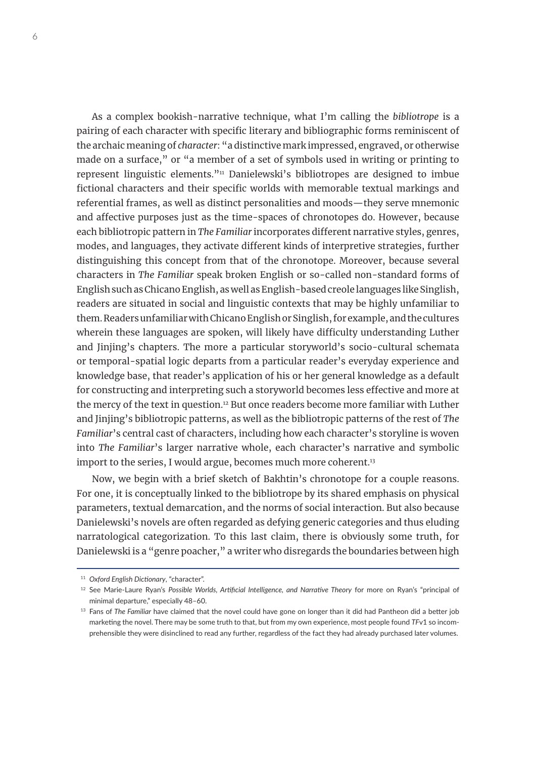As a complex bookish-narrative technique, what I'm calling the *bibliotrope* is a pairing of each character with specific literary and bibliographic forms reminiscent of the archaic meaning of *character*: "a distinctive mark impressed, engraved, or otherwise made on a surface," or "a member of a set of symbols used in writing or printing to represent linguistic elements."[11] Danielewski's bibliotropes are designed to imbue fictional characters and their specific worlds with memorable textual markings and referential frames, as well as distinct personalities and moods—they serve mnemonic and affective purposes just as the time-spaces of chronotopes do. However, because each bibliotropic pattern in *The Familiar* incorporates different narrative styles, genres, modes, and languages, they activate different kinds of interpretive strategies, further distinguishing this concept from that of the chronotope. Moreover, because several characters in *The Familiar* speak broken English or so-called non-standard forms of English such as Chicano English, as well as English-based creole languages like Singlish, readers are situated in social and linguistic contexts that may be highly unfamiliar to them. Readers unfamiliar with Chicano English or Singlish, for example, and the cultures wherein these languages are spoken, will likely have difficulty understanding Luther and Jinjing's chapters. The more a particular storyworld's socio-cultural schemata or temporal-spatial logic departs from a particular reader's everyday experience and knowledge base, that reader's application of his or her general knowledge as a default for constructing and interpreting such a storyworld becomes less effective and more at the mercy of the text in question.[12] But once readers become more familiar with Luther and Jinjing's bibliotropic patterns, as well as the bibliotropic patterns of the rest of *The Familiar*'s central cast of characters, including how each character's storyline is woven into *The Familiar*'s larger narrative whole, each character's narrative and symbolic import to the series, I would argue, becomes much more coherent.[13]

Now, we begin with a brief sketch of Bakhtin's chronotope for a couple reasons. For one, it is conceptually linked to the bibliotrope by its shared emphasis on physical parameters, textual demarcation, and the norms of social interaction. But also because Danielewski's novels are often regarded as defying generic categories and thus eluding narratological categorization. To this last claim, there is obviously some truth, for Danielewski is a "genre poacher," a writer who disregards the boundaries between high

---

[11] *Oxford English Dictionary*, "character".

[12] See Marie-Laure Ryan's *Possible Worlds, Artificial Intelligence, and Narrative Theory* for more on Ryan's "principal of minimal departure," especially 48–60.

[13] Fans of *The Familiar* have claimed that the novel could have gone on longer than it did had Pantheon did a better job marketing the novel. There may be some truth to that, but from my own experience, most people found *TF*v1 so incomprehensible they were disinclined to read any further, regardless of the fact they had already purchased later volumes.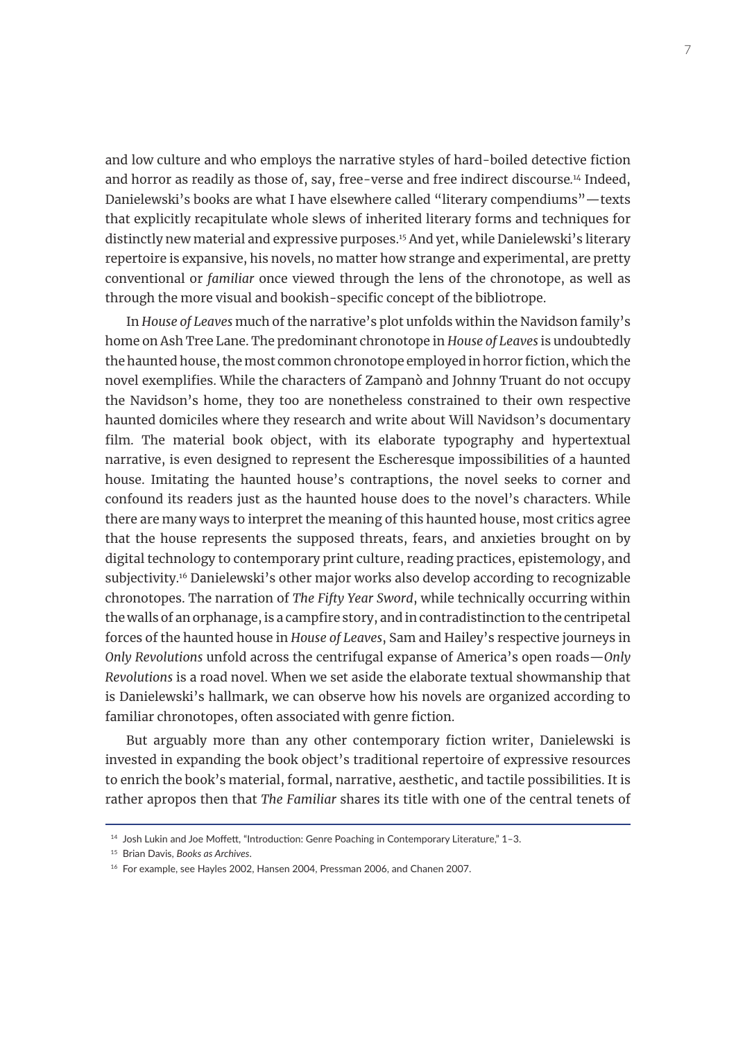and low culture and who employs the narrative styles of hard-boiled detective fiction and horror as readily as those of, say, free-verse and free indirect discourse.[14] Indeed, Danielewski's books are what I have elsewhere called "literary compendiums"—texts that explicitly recapitulate whole slews of inherited literary forms and techniques for distinctly new material and expressive purposes.[15] And yet, while Danielewski's literary repertoire is expansive, his novels, no matter how strange and experimental, are pretty conventional or *familiar* once viewed through the lens of the chronotope, as well as through the more visual and bookish-specific concept of the bibliotrope.

In *House of Leaves* much of the narrative's plot unfolds within the Navidson family's home on Ash Tree Lane. The predominant chronotope in *House of Leaves* is undoubtedly the haunted house, the most common chronotope employed in horror fiction, which the novel exemplifies. While the characters of Zampanò and Johnny Truant do not occupy the Navidson's home, they too are nonetheless constrained to their own respective haunted domiciles where they research and write about Will Navidson's documentary film. The material book object, with its elaborate typography and hypertextual narrative, is even designed to represent the Escheresque impossibilities of a haunted house. Imitating the haunted house's contraptions, the novel seeks to corner and confound its readers just as the haunted house does to the novel's characters. While there are many ways to interpret the meaning of this haunted house, most critics agree that the house represents the supposed threats, fears, and anxieties brought on by digital technology to contemporary print culture, reading practices, epistemology, and subjectivity.[16] Danielewski's other major works also develop according to recognizable chronotopes. The narration of *The Fifty Year Sword*, while technically occurring within the walls of an orphanage, is a campfire story, and in contradistinction to the centripetal forces of the haunted house in *House of Leaves*, Sam and Hailey's respective journeys in *Only Revolutions* unfold across the centrifugal expanse of America's open roads—*Only Revolutions* is a road novel. When we set aside the elaborate textual showmanship that is Danielewski's hallmark, we can observe how his novels are organized according to familiar chronotopes, often associated with genre fiction.

But arguably more than any other contemporary fiction writer, Danielewski is invested in expanding the book object's traditional repertoire of expressive resources to enrich the book's material, formal, narrative, aesthetic, and tactile possibilities. It is rather apropos then that *The Familiar* shares its title with one of the central tenets of

---

[14] Josh Lukin and Joe Moffett, "Introduction: Genre Poaching in Contemporary Literature," 1–3.

[15] Brian Davis, *Books as Archives*.

[16] For example, see Hayles 2002, Hansen 2004, Pressman 2006, and Chanen 2007.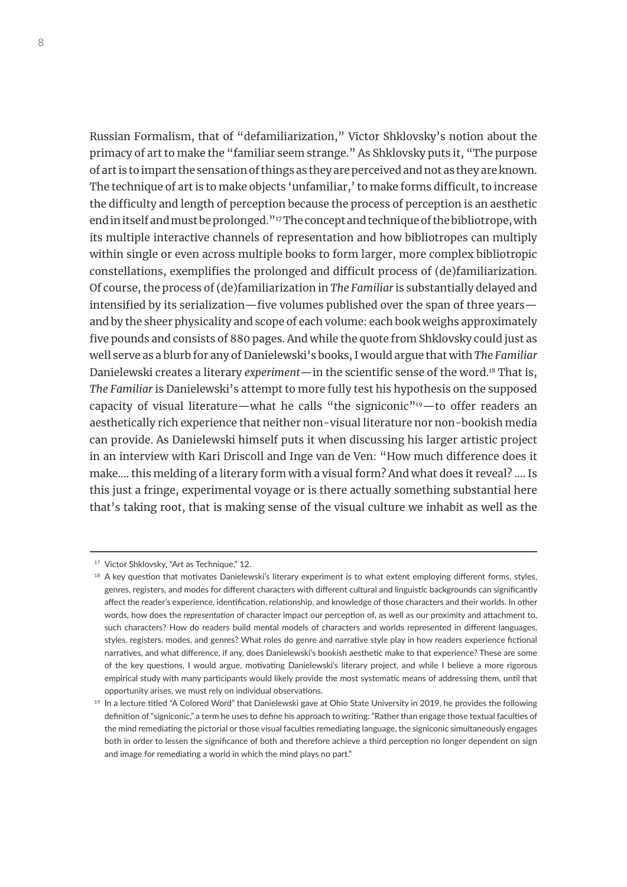Russian Formalism, that of "defamiliarization," Victor Shklovsky's notion about the primacy of art to make the "familiar seem strange." As Shklovsky puts it, "The purpose of art is to impart the sensation of things as they are perceived and not as they are known. The technique of art is to make objects 'unfamiliar,' to make forms difficult, to increase the difficulty and length of perception because the process of perception is an aesthetic end in itself and must be prolonged."[17] The concept and technique of the bibliotrope, with its multiple interactive channels of representation and how bibliotropes can multiply within single or even across multiple books to form larger, more complex bibliotropic constellations, exemplifies the prolonged and difficult process of (de)familiarization. Of course, the process of (de)familiarization in *The Familiar* is substantially delayed and intensified by its serialization—five volumes published over the span of three years—and by the sheer physicality and scope of each volume: each book weighs approximately five pounds and consists of 880 pages. And while the quote from Shklovsky could just as well serve as a blurb for any of Danielewski's books, I would argue that with *The Familiar* Danielewski creates a literary *experiment*—in the scientific sense of the word.[18] That is, *The Familiar* is Danielewski's attempt to more fully test his hypothesis on the supposed capacity of visual literature—what he calls "the signiconic"[19]—to offer readers an aesthetically rich experience that neither non-visual literature nor non-bookish media can provide. As Danielewski himself puts it when discussing his larger artistic project in an interview with Kari Driscoll and Inge van de Ven: "How much difference does it make…. this melding of a literary form with a visual form? And what does it reveal? …. Is this just a fringe, experimental voyage or is there actually something substantial here that's taking root, that is making sense of the visual culture we inhabit as well as the

---

[17] Victor Shklovsky, "Art as Technique," 12.

[18] A key question that motivates Danielewski's literary experiment is to what extent employing different forms, styles, genres, registers, and modes for different characters with different cultural and linguistic backgrounds can significantly affect the reader's experience, identification, relationship, and knowledge of those characters and their worlds. In other words, how does the *representation* of character impact our perception of, as well as our proximity and attachment to, such characters? How do readers build mental models of characters and worlds represented in different languages, styles, registers, modes, and genres? What roles do genre and narrative style play in how readers experience fictional narratives, and what difference, if any, does Danielewski's bookish aesthetic make to that experience? These are some of the key questions, I would argue, motivating Danielewski's literary project, and while I believe a more rigorous empirical study with many participants would likely provide the most systematic means of addressing them, until that opportunity arises, we must rely on individual observations.

[19] In a lecture titled "A Colored Word" that Danielewski gave at Ohio State University in 2019, he provides the following definition of "signiconic," a term he uses to define his approach to writing: "Rather than engage those textual faculties of the mind remediating the pictorial or those visual faculties remediating language, the signiconic simultaneously engages both in order to lessen the significance of both and therefore achieve a third perception no longer dependent on sign and image for remediating a world in which the mind plays no part."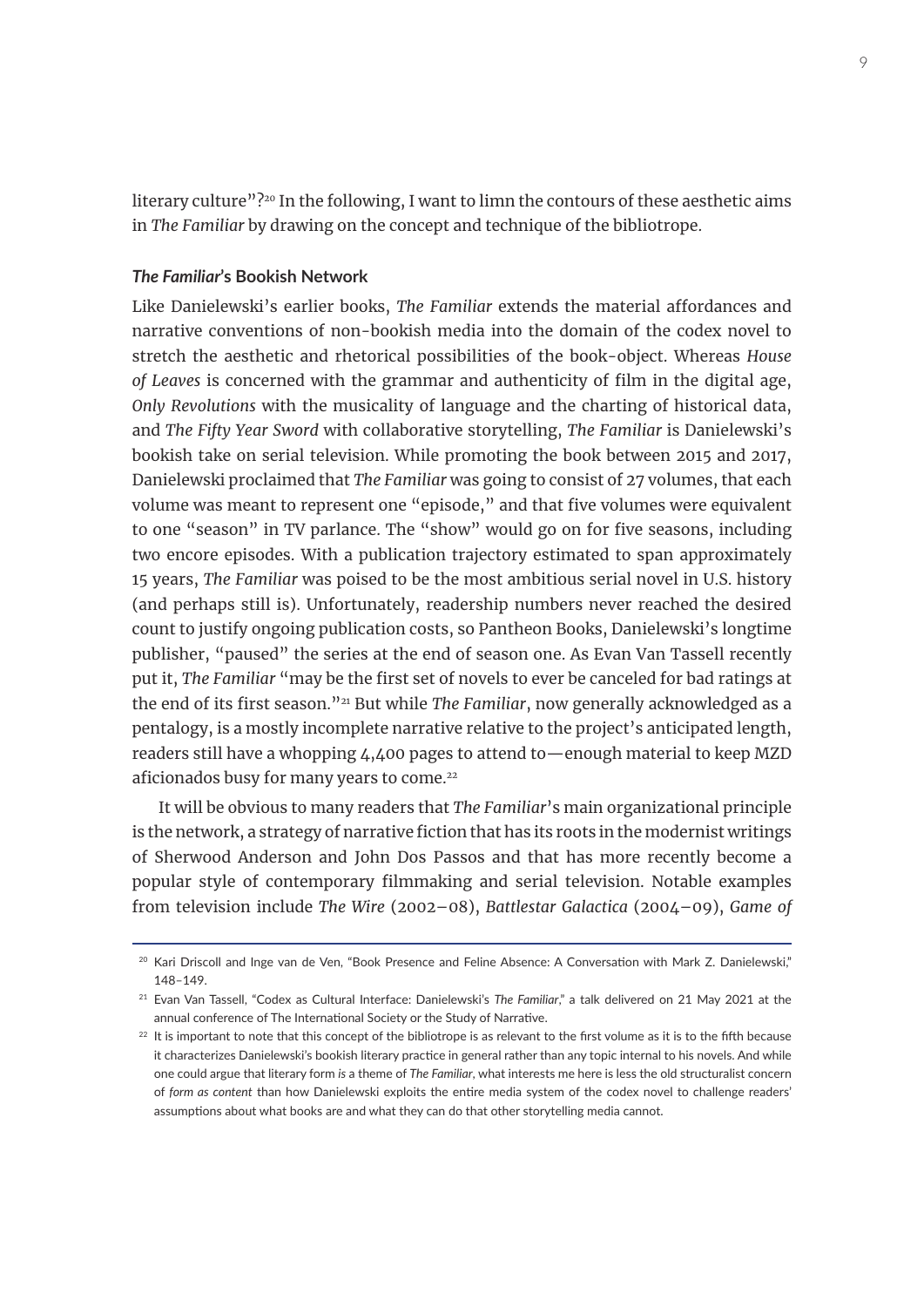literary culture"?[20] In the following, I want to limn the contours of these aesthetic aims in *The Familiar* by drawing on the concept and technique of the bibliotrope.

### *The Familiar*'s Bookish Network

Like Danielewski's earlier books, *The Familiar* extends the material affordances and narrative conventions of non-bookish media into the domain of the codex novel to stretch the aesthetic and rhetorical possibilities of the book-object. Whereas *House of Leaves* is concerned with the grammar and authenticity of film in the digital age, *Only Revolutions* with the musicality of language and the charting of historical data, and *The Fifty Year Sword* with collaborative storytelling, *The Familiar* is Danielewski's bookish take on serial television. While promoting the book between 2015 and 2017, Danielewski proclaimed that *The Familiar* was going to consist of 27 volumes, that each volume was meant to represent one "episode," and that five volumes were equivalent to one "season" in TV parlance. The "show" would go on for five seasons, including two encore episodes. With a publication trajectory estimated to span approximately 15 years, *The Familiar* was poised to be the most ambitious serial novel in U.S. history (and perhaps still is). Unfortunately, readership numbers never reached the desired count to justify ongoing publication costs, so Pantheon Books, Danielewski's longtime publisher, "paused" the series at the end of season one. As Evan Van Tassell recently put it, *The Familiar* "may be the first set of novels to ever be canceled for bad ratings at the end of its first season."[21] But while *The Familiar*, now generally acknowledged as a pentalogy, is a mostly incomplete narrative relative to the project's anticipated length, readers still have a whopping 4,400 pages to attend to—enough material to keep MZD aficionados busy for many years to come.[22]

It will be obvious to many readers that *The Familiar*'s main organizational principle is the network, a strategy of narrative fiction that has its roots in the modernist writings of Sherwood Anderson and John Dos Passos and that has more recently become a popular style of contemporary filmmaking and serial television. Notable examples from television include *The Wire* (2002–08), *Battlestar Galactica* (2004–09), *Game of*

---

[20] Kari Driscoll and Inge van de Ven, "Book Presence and Feline Absence: A Conversation with Mark Z. Danielewski," 148–149.

[21] Evan Van Tassell, "Codex as Cultural Interface: Danielewski's *The Familiar*," a talk delivered on 21 May 2021 at the annual conference of The International Society or the Study of Narrative.

[22] It is important to note that this concept of the bibliotrope is as relevant to the first volume as it is to the fifth because it characterizes Danielewski's bookish literary practice in general rather than any topic internal to his novels. And while one could argue that literary form *is* a theme of *The Familiar*, what interests me here is less the old structuralist concern of *form as content* than how Danielewski exploits the entire media system of the codex novel to challenge readers' assumptions about what books are and what they can do that other storytelling media cannot.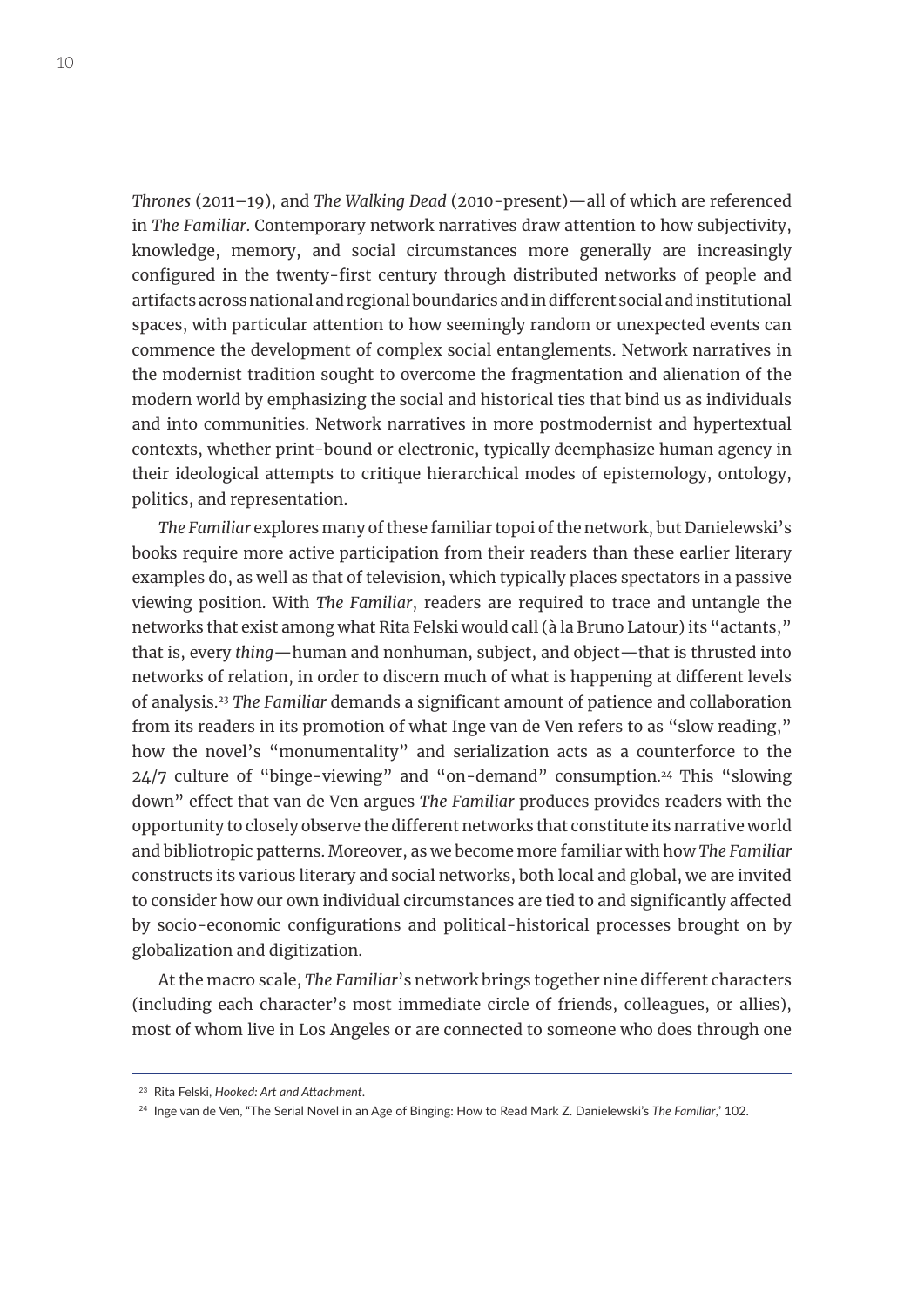*Thrones* (2011–19), and *The Walking Dead* (2010-present)—all of which are referenced in *The Familiar*. Contemporary network narratives draw attention to how subjectivity, knowledge, memory, and social circumstances more generally are increasingly configured in the twenty-first century through distributed networks of people and artifacts across national and regional boundaries and in different social and institutional spaces, with particular attention to how seemingly random or unexpected events can commence the development of complex social entanglements. Network narratives in the modernist tradition sought to overcome the fragmentation and alienation of the modern world by emphasizing the social and historical ties that bind us as individuals and into communities. Network narratives in more postmodernist and hypertextual contexts, whether print-bound or electronic, typically deemphasize human agency in their ideological attempts to critique hierarchical modes of epistemology, ontology, politics, and representation.

*The Familiar* explores many of these familiar topoi of the network, but Danielewski's books require more active participation from their readers than these earlier literary examples do, as well as that of television, which typically places spectators in a passive viewing position. With *The Familiar*, readers are required to trace and untangle the networks that exist among what Rita Felski would call (à la Bruno Latour) its "actants," that is, every *thing*—human and nonhuman, subject, and object—that is thrusted into networks of relation, in order to discern much of what is happening at different levels of analysis.[23] *The Familiar* demands a significant amount of patience and collaboration from its readers in its promotion of what Inge van de Ven refers to as "slow reading," how the novel's "monumentality" and serialization acts as a counterforce to the 24/7 culture of "binge-viewing" and "on-demand" consumption.[24] This "slowing down" effect that van de Ven argues *The Familiar* produces provides readers with the opportunity to closely observe the different networks that constitute its narrative world and bibliotropic patterns. Moreover, as we become more familiar with how *The Familiar* constructs its various literary and social networks, both local and global, we are invited to consider how our own individual circumstances are tied to and significantly affected by socio-economic configurations and political-historical processes brought on by globalization and digitization.

At the macro scale, *The Familiar*'s network brings together nine different characters (including each character's most immediate circle of friends, colleagues, or allies), most of whom live in Los Angeles or are connected to someone who does through one

---

[23] Rita Felski, *Hooked: Art and Attachment*.

[24] Inge van de Ven, "The Serial Novel in an Age of Binging: How to Read Mark Z. Danielewski's *The Familiar*," 102.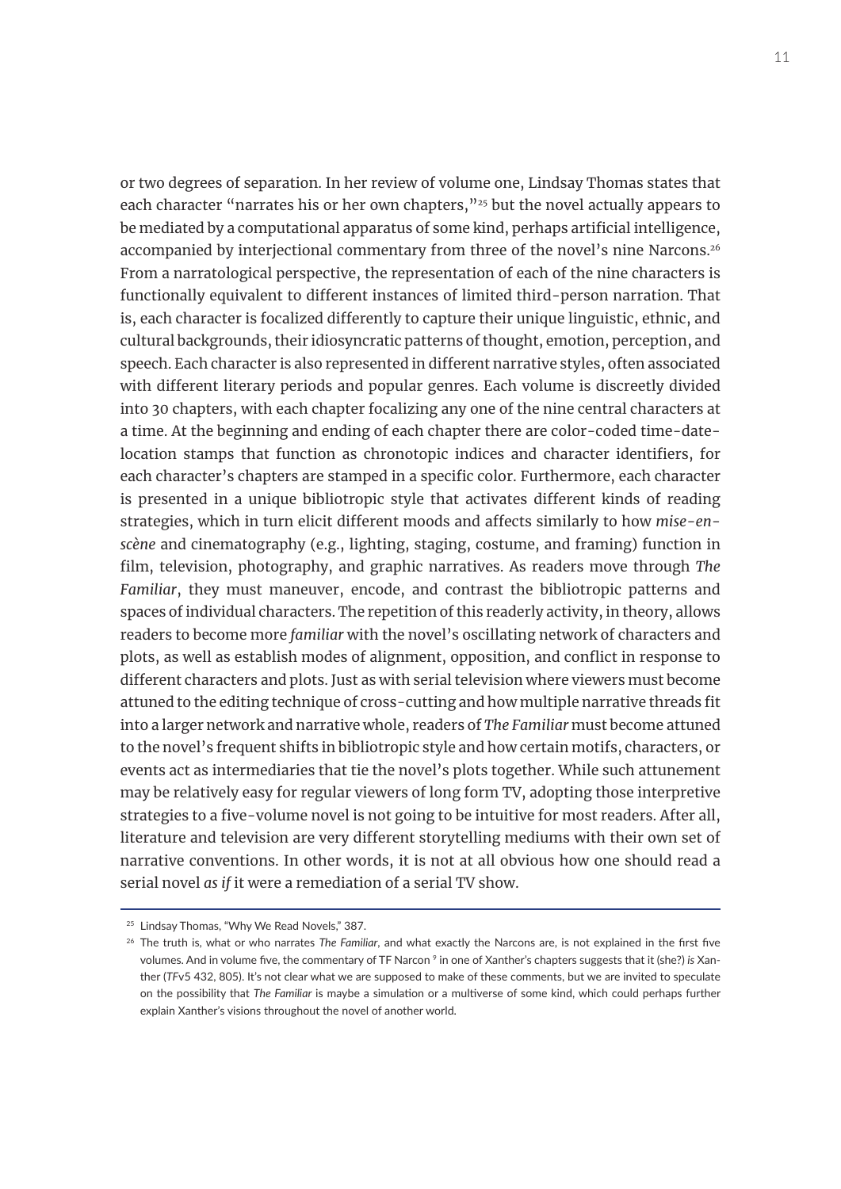or two degrees of separation. In her review of volume one, Lindsay Thomas states that each character "narrates his or her own chapters,"[25] but the novel actually appears to be mediated by a computational apparatus of some kind, perhaps artificial intelligence, accompanied by interjectional commentary from three of the novel's nine Narcons.[26] From a narratological perspective, the representation of each of the nine characters is functionally equivalent to different instances of limited third-person narration. That is, each character is focalized differently to capture their unique linguistic, ethnic, and cultural backgrounds, their idiosyncratic patterns of thought, emotion, perception, and speech. Each character is also represented in different narrative styles, often associated with different literary periods and popular genres. Each volume is discreetly divided into 30 chapters, with each chapter focalizing any one of the nine central characters at a time. At the beginning and ending of each chapter there are color-coded time-date-location stamps that function as chronotopic indices and character identifiers, for each character's chapters are stamped in a specific color. Furthermore, each character is presented in a unique bibliotropic style that activates different kinds of reading strategies, which in turn elicit different moods and affects similarly to how *mise-en-scène* and cinematography (e.g., lighting, staging, costume, and framing) function in film, television, photography, and graphic narratives. As readers move through *The Familiar*, they must maneuver, encode, and contrast the bibliotropic patterns and spaces of individual characters. The repetition of this readerly activity, in theory, allows readers to become more *familiar* with the novel's oscillating network of characters and plots, as well as establish modes of alignment, opposition, and conflict in response to different characters and plots. Just as with serial television where viewers must become attuned to the editing technique of cross-cutting and how multiple narrative threads fit into a larger network and narrative whole, readers of *The Familiar* must become attuned to the novel's frequent shifts in bibliotropic style and how certain motifs, characters, or events act as intermediaries that tie the novel's plots together. While such attunement may be relatively easy for regular viewers of long form TV, adopting those interpretive strategies to a five-volume novel is not going to be intuitive for most readers. After all, literature and television are very different storytelling mediums with their own set of narrative conventions. In other words, it is not at all obvious how one should read a serial novel *as if* it were a remediation of a serial TV show.

---

[25] Lindsay Thomas, "Why We Read Novels," 387.

[26] The truth is, what or who narrates *The Familiar*, and what exactly the Narcons are, is not explained in the first five volumes. And in volume five, the commentary of TF Narcon [9] in one of Xanther's chapters suggests that it (she?) *is* Xanther (*TF*v5 432, 805). It's not clear what we are supposed to make of these comments, but we are invited to speculate on the possibility that *The Familiar* is maybe a simulation or a multiverse of some kind, which could perhaps further explain Xanther's visions throughout the novel of another world.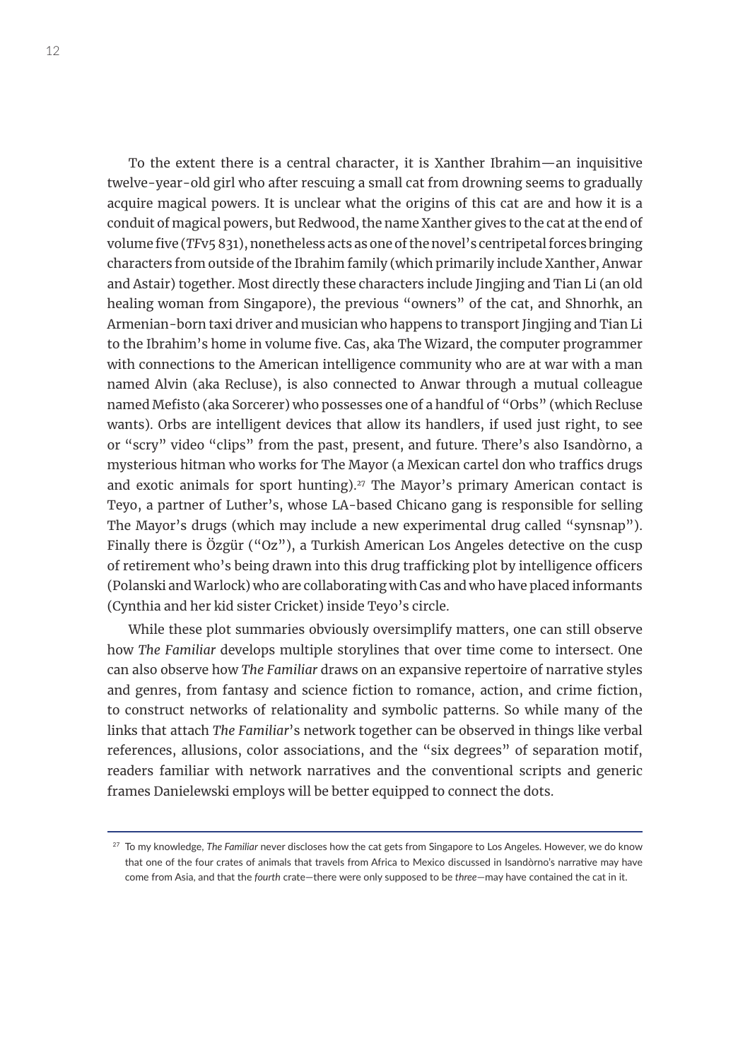To the extent there is a central character, it is Xanther Ibrahim—an inquisitive twelve-year-old girl who after rescuing a small cat from drowning seems to gradually acquire magical powers. It is unclear what the origins of this cat are and how it is a conduit of magical powers, but Redwood, the name Xanther gives to the cat at the end of volume five (*TF*v5 831), nonetheless acts as one of the novel's centripetal forces bringing characters from outside of the Ibrahim family (which primarily include Xanther, Anwar and Astair) together. Most directly these characters include Jingjing and Tian Li (an old healing woman from Singapore), the previous "owners" of the cat, and Shnorhk, an Armenian-born taxi driver and musician who happens to transport Jingjing and Tian Li to the Ibrahim's home in volume five. Cas, aka The Wizard, the computer programmer with connections to the American intelligence community who are at war with a man named Alvin (aka Recluse), is also connected to Anwar through a mutual colleague named Mefisto (aka Sorcerer) who possesses one of a handful of "Orbs" (which Recluse wants). Orbs are intelligent devices that allow its handlers, if used just right, to see or "scry" video "clips" from the past, present, and future. There's also Isandòrno, a mysterious hitman who works for The Mayor (a Mexican cartel don who traffics drugs and exotic animals for sport hunting).[27] The Mayor's primary American contact is Teyo, a partner of Luther's, whose LA-based Chicano gang is responsible for selling The Mayor's drugs (which may include a new experimental drug called "synsnap"). Finally there is Özgür ("Oz"), a Turkish American Los Angeles detective on the cusp of retirement who's being drawn into this drug trafficking plot by intelligence officers (Polanski and Warlock) who are collaborating with Cas and who have placed informants (Cynthia and her kid sister Cricket) inside Teyo's circle.

While these plot summaries obviously oversimplify matters, one can still observe how *The Familiar* develops multiple storylines that over time come to intersect. One can also observe how *The Familiar* draws on an expansive repertoire of narrative styles and genres, from fantasy and science fiction to romance, action, and crime fiction, to construct networks of relationality and symbolic patterns. So while many of the links that attach *The Familiar*'s network together can be observed in things like verbal references, allusions, color associations, and the "six degrees" of separation motif, readers familiar with network narratives and the conventional scripts and generic frames Danielewski employs will be better equipped to connect the dots.

---

[27] To my knowledge, *The Familiar* never discloses how the cat gets from Singapore to Los Angeles. However, we do know that one of the four crates of animals that travels from Africa to Mexico discussed in Isandòrno's narrative may have come from Asia, and that the *fourth* crate—there were only supposed to be *three*—may have contained the cat in it.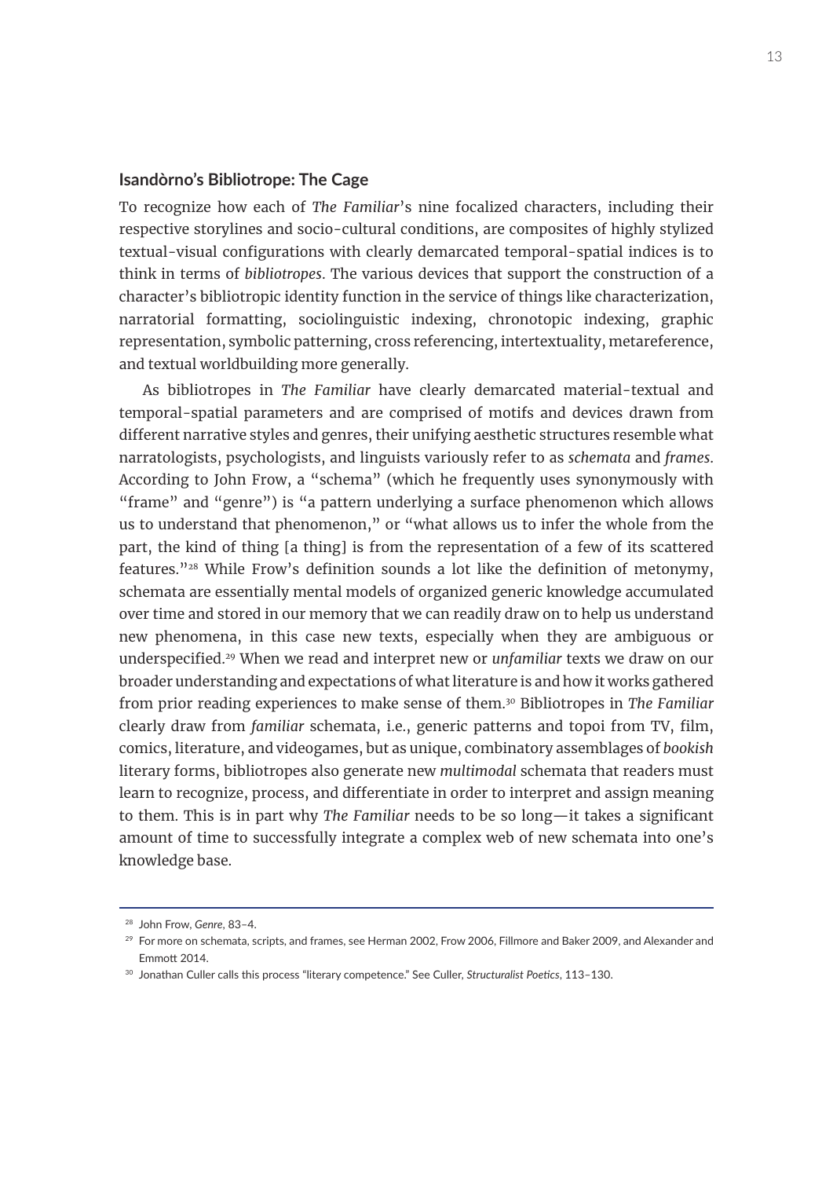### Isandòrno's Bibliotrope: The Cage

To recognize how each of *The Familiar*'s nine focalized characters, including their respective storylines and socio-cultural conditions, are composites of highly stylized textual-visual configurations with clearly demarcated temporal-spatial indices is to think in terms of *bibliotropes*. The various devices that support the construction of a character's bibliotropic identity function in the service of things like characterization, narratorial formatting, sociolinguistic indexing, chronotopic indexing, graphic representation, symbolic patterning, cross referencing, intertextuality, metareference, and textual worldbuilding more generally.

As bibliotropes in *The Familiar* have clearly demarcated material-textual and temporal-spatial parameters and are comprised of motifs and devices drawn from different narrative styles and genres, their unifying aesthetic structures resemble what narratologists, psychologists, and linguists variously refer to as *schemata* and *frames*. According to John Frow, a "schema" (which he frequently uses synonymously with "frame" and "genre") is "a pattern underlying a surface phenomenon which allows us to understand that phenomenon," or "what allows us to infer the whole from the part, the kind of thing [a thing] is from the representation of a few of its scattered features."[28] While Frow's definition sounds a lot like the definition of metonymy, schemata are essentially mental models of organized generic knowledge accumulated over time and stored in our memory that we can readily draw on to help us understand new phenomena, in this case new texts, especially when they are ambiguous or underspecified.[29] When we read and interpret new or *unfamiliar* texts we draw on our broader understanding and expectations of what literature is and how it works gathered from prior reading experiences to make sense of them.[30] Bibliotropes in *The Familiar* clearly draw from *familiar* schemata, i.e., generic patterns and topoi from TV, film, comics, literature, and videogames, but as unique, combinatory assemblages of *bookish* literary forms, bibliotropes also generate new *multimodal* schemata that readers must learn to recognize, process, and differentiate in order to interpret and assign meaning to them. This is in part why *The Familiar* needs to be so long—it takes a significant amount of time to successfully integrate a complex web of new schemata into one's knowledge base.

---

[28] John Frow, *Genre*, 83–4.

[29] For more on schemata, scripts, and frames, see Herman 2002, Frow 2006, Fillmore and Baker 2009, and Alexander and Emmott 2014.

[30] Jonathan Culler calls this process "literary competence." See Culler, *Structuralist Poetics*, 113–130.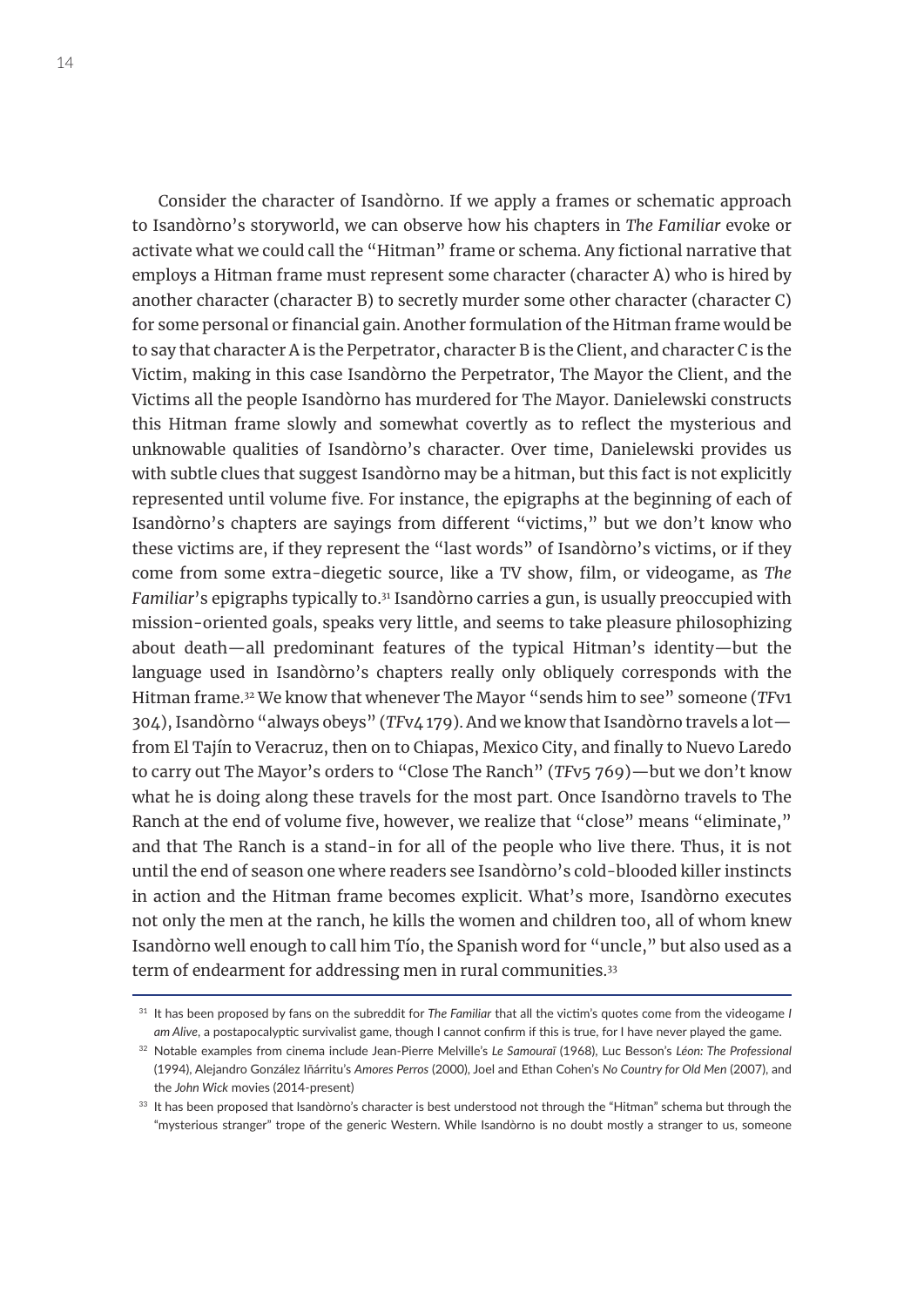Consider the character of Isandòrno. If we apply a frames or schematic approach to Isandòrno's storyworld, we can observe how his chapters in *The Familiar* evoke or activate what we could call the "Hitman" frame or schema. Any fictional narrative that employs a Hitman frame must represent some character (character A) who is hired by another character (character B) to secretly murder some other character (character C) for some personal or financial gain. Another formulation of the Hitman frame would be to say that character A is the Perpetrator, character B is the Client, and character C is the Victim, making in this case Isandòrno the Perpetrator, The Mayor the Client, and the Victims all the people Isandòrno has murdered for The Mayor. Danielewski constructs this Hitman frame slowly and somewhat covertly as to reflect the mysterious and unknowable qualities of Isandòrno's character. Over time, Danielewski provides us with subtle clues that suggest Isandòrno may be a hitman, but this fact is not explicitly represented until volume five. For instance, the epigraphs at the beginning of each of Isandòrno's chapters are sayings from different "victims," but we don't know who these victims are, if they represent the "last words" of Isandòrno's victims, or if they come from some extra-diegetic source, like a TV show, film, or videogame, as *The Familiar*'s epigraphs typically to.[31] Isandòrno carries a gun, is usually preoccupied with mission-oriented goals, speaks very little, and seems to take pleasure philosophizing about death—all predominant features of the typical Hitman's identity—but the language used in Isandòrno's chapters really only obliquely corresponds with the Hitman frame.[32] We know that whenever The Mayor "sends him to see" someone (*TF*v1 304), Isandòrno "always obeys" (*TF*v4 179). And we know that Isandòrno travels a lot—from El Tajín to Veracruz, then on to Chiapas, Mexico City, and finally to Nuevo Laredo to carry out The Mayor's orders to "Close The Ranch" (*TF*v5 769)—but we don't know what he is doing along these travels for the most part. Once Isandòrno travels to The Ranch at the end of volume five, however, we realize that "close" means "eliminate," and that The Ranch is a stand-in for all of the people who live there. Thus, it is not until the end of season one where readers see Isandòrno's cold-blooded killer instincts in action and the Hitman frame becomes explicit. What's more, Isandòrno executes not only the men at the ranch, he kills the women and children too, all of whom knew Isandòrno well enough to call him Tío, the Spanish word for "uncle," but also used as a term of endearment for addressing men in rural communities.[33]

---

[31] It has been proposed by fans on the subreddit for *The Familiar* that all the victim's quotes come from the videogame *I am Alive*, a postapocalyptic survivalist game, though I cannot confirm if this is true, for I have never played the game.

[32] Notable examples from cinema include Jean-Pierre Melville's *Le Samouraï* (1968), Luc Besson's *Léon: The Professional* (1994), Alejandro González Iñárritu's *Amores Perros* (2000), Joel and Ethan Cohen's *No Country for Old Men* (2007), and the *John Wick* movies (2014-present)

[33] It has been proposed that Isandòrno's character is best understood not through the "Hitman" schema but through the "mysterious stranger" trope of the generic Western. While Isandòrno is no doubt mostly a stranger to us, someone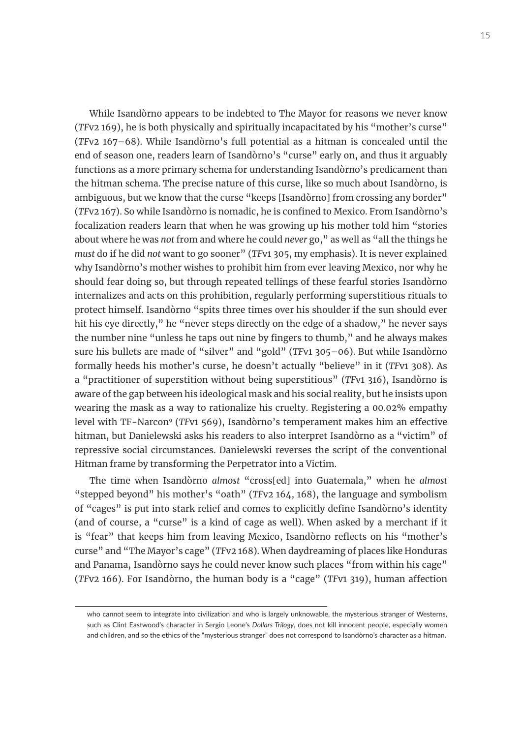While Isandòrno appears to be indebted to The Mayor for reasons we never know (*TF*v2 169), he is both physically and spiritually incapacitated by his "mother's curse" (*TF*v2 167–68). While Isandòrno's full potential as a hitman is concealed until the end of season one, readers learn of Isandòrno's "curse" early on, and thus it arguably functions as a more primary schema for understanding Isandòrno's predicament than the hitman schema. The precise nature of this curse, like so much about Isandòrno, is ambiguous, but we know that the curse "keeps [Isandòrno] from crossing any border" (*TF*v2 167). So while Isandòrno is nomadic, he is confined to Mexico. From Isandòrno's focalization readers learn that when he was growing up his mother told him "stories about where he was *not* from and where he could *never* go," as well as "all the things he *must* do if he did *not* want to go sooner" (*TF*v1 305, my emphasis). It is never explained why Isandòrno's mother wishes to prohibit him from ever leaving Mexico, nor why he should fear doing so, but through repeated tellings of these fearful stories Isandòrno internalizes and acts on this prohibition, regularly performing superstitious rituals to protect himself. Isandòrno "spits three times over his shoulder if the sun should ever hit his eye directly," he "never steps directly on the edge of a shadow," he never says the number nine "unless he taps out nine by fingers to thumb," and he always makes sure his bullets are made of "silver" and "gold" (*TF*v1 305–06). But while Isandòrno formally heeds his mother's curse, he doesn't actually "believe" in it (*TF*v1 308). As a "practitioner of superstition without being superstitious" (*TF*v1 316), Isandòrno is aware of the gap between his ideological mask and his social reality, but he insists upon wearing the mask as a way to rationalize his cruelty. Registering a 00.02% empathy level with TF-Narcon[9] (*TF*v1 569), Isandòrno's temperament makes him an effective hitman, but Danielewski asks his readers to also interpret Isandòrno as a "victim" of repressive social circumstances. Danielewski reverses the script of the conventional Hitman frame by transforming the Perpetrator into a Victim.

The time when Isandòrno *almost* "cross[ed] into Guatemala," when he *almost* "stepped beyond" his mother's "oath" (*TF*v2 164, 168), the language and symbolism of "cages" is put into stark relief and comes to explicitly define Isandòrno's identity (and of course, a "curse" is a kind of cage as well). When asked by a merchant if it is "fear" that keeps him from leaving Mexico, Isandòrno reflects on his "mother's curse" and "The Mayor's cage" (*TF*v2 168). When daydreaming of places like Honduras and Panama, Isandòrno says he could never know such places "from within his cage" (*TF*v2 166). For Isandòrno, the human body is a "cage" (*TF*v1 319), human affection

---

who cannot seem to integrate into civilization and who is largely unknowable, the mysterious stranger of Westerns, such as Clint Eastwood's character in Sergio Leone's *Dollars Trilogy*, does not kill innocent people, especially women and children, and so the ethics of the "mysterious stranger" does not correspond to Isandòrno's character as a hitman.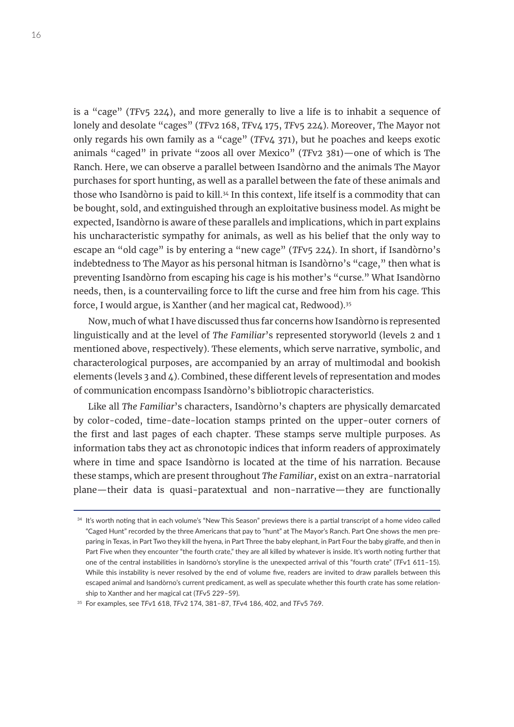is a "cage" (*TF*v5 224), and more generally to live a life is to inhabit a sequence of lonely and desolate "cages" (*TF*v2 168, *TF*v4 175, *TF*v5 224). Moreover, The Mayor not only regards his own family as a "cage" (*TF*v4 371), but he poaches and keeps exotic animals "caged" in private "zoos all over Mexico" (*TF*v2 381)—one of which is The Ranch. Here, we can observe a parallel between Isandòrno and the animals The Mayor purchases for sport hunting, as well as a parallel between the fate of these animals and those who Isandòrno is paid to kill.[34] In this context, life itself is a commodity that can be bought, sold, and extinguished through an exploitative business model. As might be expected, Isandòrno is aware of these parallels and implications, which in part explains his uncharacteristic sympathy for animals, as well as his belief that the only way to escape an "old cage" is by entering a "new cage" (*TF*v5 224). In short, if Isandòrno's indebtedness to The Mayor as his personal hitman is Isandòrno's "cage," then what is preventing Isandòrno from escaping his cage is his mother's "curse." What Isandòrno needs, then, is a countervailing force to lift the curse and free him from his cage. This force, I would argue, is Xanther (and her magical cat, Redwood).[35]

Now, much of what I have discussed thus far concerns how Isandòrno is represented linguistically and at the level of *The Familiar*'s represented storyworld (levels 2 and 1 mentioned above, respectively). These elements, which serve narrative, symbolic, and characterological purposes, are accompanied by an array of multimodal and bookish elements (levels 3 and 4). Combined, these different levels of representation and modes of communication encompass Isandòrno's bibliotropic characteristics.

Like all *The Familiar*'s characters, Isandòrno's chapters are physically demarcated by color-coded, time-date-location stamps printed on the upper-outer corners of the first and last pages of each chapter. These stamps serve multiple purposes. As information tabs they act as chronotopic indices that inform readers of approximately where in time and space Isandòrno is located at the time of his narration. Because these stamps, which are present throughout *The Familiar*, exist on an extra-narratorial plane—their data is quasi-paratextual and non-narrative—they are functionally

---

[34] It's worth noting that in each volume's "New This Season" previews there is a partial transcript of a home video called "Caged Hunt" recorded by the three Americans that pay to "hunt" at The Mayor's Ranch. Part One shows the men preparing in Texas, in Part Two they kill the hyena, in Part Three the baby elephant, in Part Four the baby giraffe, and then in Part Five when they encounter "the fourth crate," they are all killed by whatever is inside. It's worth noting further that one of the central instabilities in Isandòrno's storyline is the unexpected arrival of this "fourth crate" (*TF*v1 611–15). While this instability is never resolved by the end of volume five, readers are invited to draw parallels between this escaped animal and Isandòrno's current predicament, as well as speculate whether this fourth crate has some relationship to Xanther and her magical cat (*TF*v5 229–59).

[35] For examples, see *TF*v1 618, *TF*v2 174, 381–87, *TF*v4 186, 402, and *TF*v5 769.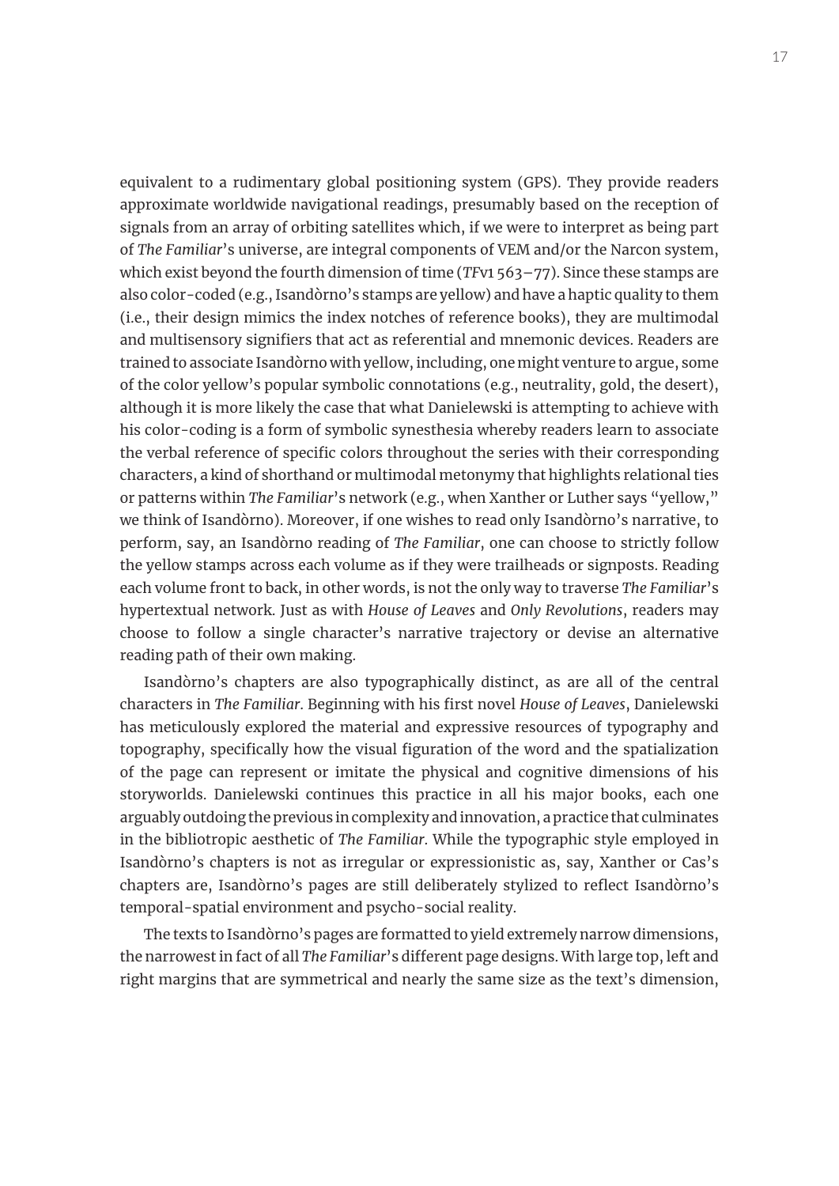equivalent to a rudimentary global positioning system (GPS). They provide readers approximate worldwide navigational readings, presumably based on the reception of signals from an array of orbiting satellites which, if we were to interpret as being part of *The Familiar*'s universe, are integral components of VEM and/or the Narcon system, which exist beyond the fourth dimension of time (*TF*v1 563–77). Since these stamps are also color-coded (e.g., Isandòrno's stamps are yellow) and have a haptic quality to them (i.e., their design mimics the index notches of reference books), they are multimodal and multisensory signifiers that act as referential and mnemonic devices. Readers are trained to associate Isandòrno with yellow, including, one might venture to argue, some of the color yellow's popular symbolic connotations (e.g., neutrality, gold, the desert), although it is more likely the case that what Danielewski is attempting to achieve with his color-coding is a form of symbolic synesthesia whereby readers learn to associate the verbal reference of specific colors throughout the series with their corresponding characters, a kind of shorthand or multimodal metonymy that highlights relational ties or patterns within *The Familiar*'s network (e.g., when Xanther or Luther says "yellow," we think of Isandòrno). Moreover, if one wishes to read only Isandòrno's narrative, to perform, say, an Isandòrno reading of *The Familiar*, one can choose to strictly follow the yellow stamps across each volume as if they were trailheads or signposts. Reading each volume front to back, in other words, is not the only way to traverse *The Familiar*'s hypertextual network. Just as with *House of Leaves* and *Only Revolutions*, readers may choose to follow a single character's narrative trajectory or devise an alternative reading path of their own making.

Isandòrno's chapters are also typographically distinct, as are all of the central characters in *The Familiar*. Beginning with his first novel *House of Leaves*, Danielewski has meticulously explored the material and expressive resources of typography and topography, specifically how the visual figuration of the word and the spatialization of the page can represent or imitate the physical and cognitive dimensions of his storyworlds. Danielewski continues this practice in all his major books, each one arguably outdoing the previous in complexity and innovation, a practice that culminates in the bibliotropic aesthetic of *The Familiar*. While the typographic style employed in Isandòrno's chapters is not as irregular or expressionistic as, say, Xanther or Cas's chapters are, Isandòrno's pages are still deliberately stylized to reflect Isandòrno's temporal-spatial environment and psycho-social reality.

The texts to Isandòrno's pages are formatted to yield extremely narrow dimensions, the narrowest in fact of all *The Familiar*'s different page designs. With large top, left and right margins that are symmetrical and nearly the same size as the text's dimension,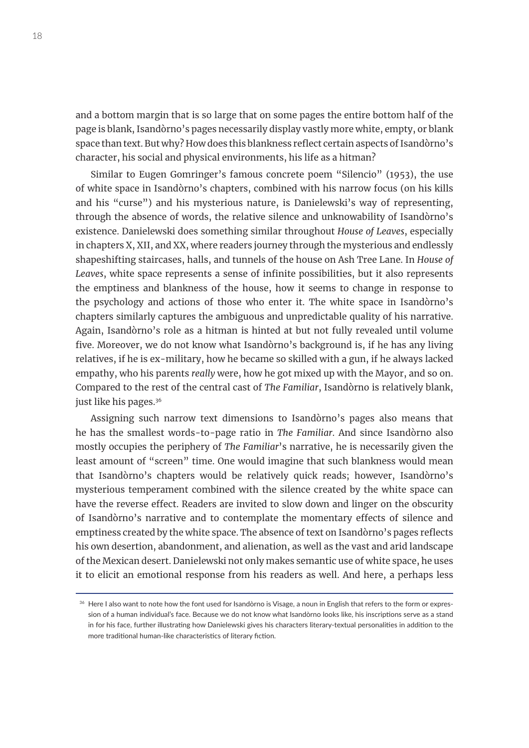and a bottom margin that is so large that on some pages the entire bottom half of the page is blank, Isandòrno's pages necessarily display vastly more white, empty, or blank space than text. But why? How does this blankness reflect certain aspects of Isandòrno's character, his social and physical environments, his life as a hitman?

Similar to Eugen Gomringer's famous concrete poem "Silencio" (1953), the use of white space in Isandòrno's chapters, combined with his narrow focus (on his kills and his "curse") and his mysterious nature, is Danielewski's way of representing, through the absence of words, the relative silence and unknowability of Isandòrno's existence. Danielewski does something similar throughout *House of Leaves*, especially in chapters X, XII, and XX, where readers journey through the mysterious and endlessly shapeshifting staircases, halls, and tunnels of the house on Ash Tree Lane. In *House of Leaves*, white space represents a sense of infinite possibilities, but it also represents the emptiness and blankness of the house, how it seems to change in response to the psychology and actions of those who enter it. The white space in Isandòrno's chapters similarly captures the ambiguous and unpredictable quality of his narrative. Again, Isandòrno's role as a hitman is hinted at but not fully revealed until volume five. Moreover, we do not know what Isandòrno's background is, if he has any living relatives, if he is ex-military, how he became so skilled with a gun, if he always lacked empathy, who his parents *really* were, how he got mixed up with the Mayor, and so on. Compared to the rest of the central cast of *The Familiar*, Isandòrno is relatively blank, just like his pages.[36]

Assigning such narrow text dimensions to Isandòrno's pages also means that he has the smallest words-to-page ratio in *The Familiar*. And since Isandòrno also mostly occupies the periphery of *The Familiar*'s narrative, he is necessarily given the least amount of "screen" time. One would imagine that such blankness would mean that Isandòrno's chapters would be relatively quick reads; however, Isandòrno's mysterious temperament combined with the silence created by the white space can have the reverse effect. Readers are invited to slow down and linger on the obscurity of Isandòrno's narrative and to contemplate the momentary effects of silence and emptiness created by the white space. The absence of text on Isandòrno's pages reflects his own desertion, abandonment, and alienation, as well as the vast and arid landscape of the Mexican desert. Danielewski not only makes semantic use of white space, he uses it to elicit an emotional response from his readers as well. And here, a perhaps less

---

[36] Here I also want to note how the font used for Isandòrno is Visage, a noun in English that refers to the form or expression of a human individual's face. Because we do not know what Isandòrno looks like, his inscriptions serve as a stand in for his face, further illustrating how Danielewski gives his characters literary-textual personalities in addition to the more traditional human-like characteristics of literary fiction.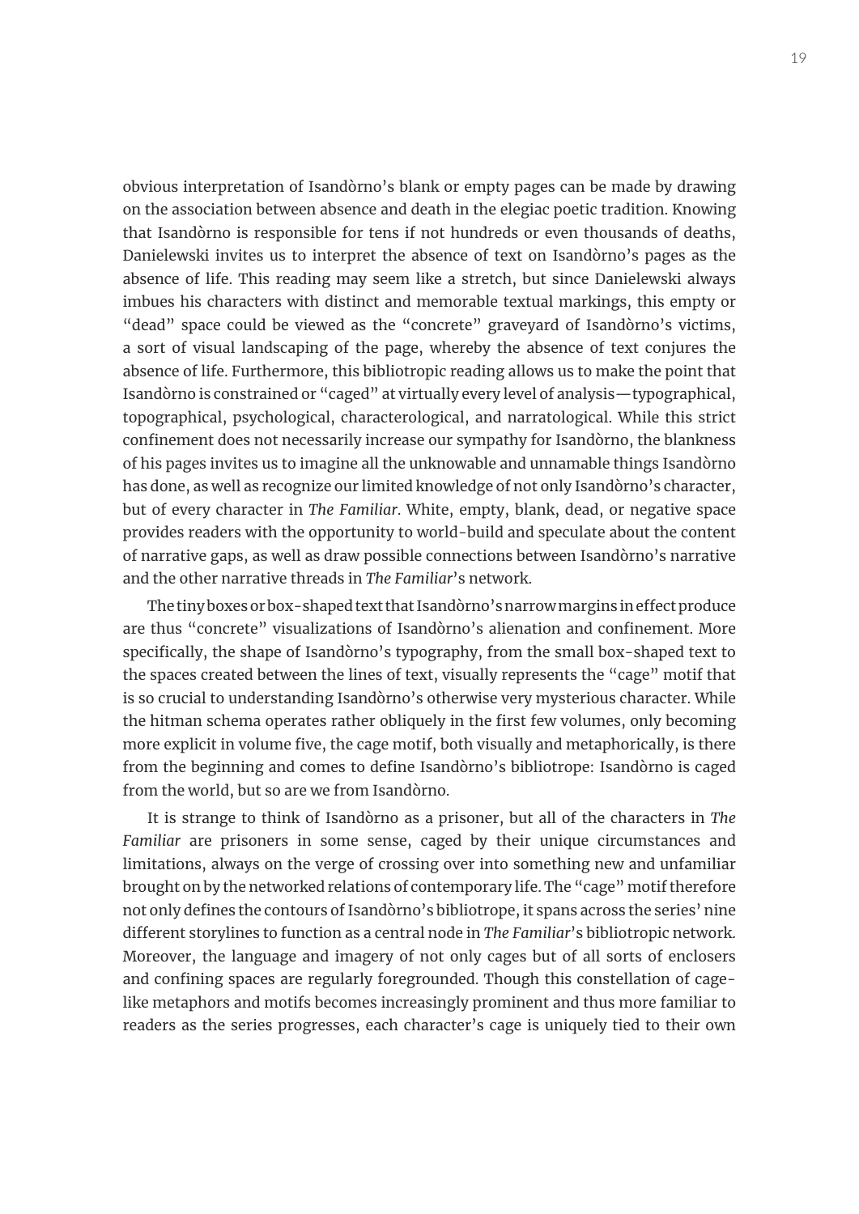obvious interpretation of Isandòrno's blank or empty pages can be made by drawing on the association between absence and death in the elegiac poetic tradition. Knowing that Isandòrno is responsible for tens if not hundreds or even thousands of deaths, Danielewski invites us to interpret the absence of text on Isandòrno's pages as the absence of life. This reading may seem like a stretch, but since Danielewski always imbues his characters with distinct and memorable textual markings, this empty or "dead" space could be viewed as the "concrete" graveyard of Isandòrno's victims, a sort of visual landscaping of the page, whereby the absence of text conjures the absence of life. Furthermore, this bibliotropic reading allows us to make the point that Isandòrno is constrained or "caged" at virtually every level of analysis—typographical, topographical, psychological, characterological, and narratological. While this strict confinement does not necessarily increase our sympathy for Isandòrno, the blankness of his pages invites us to imagine all the unknowable and unnamable things Isandòrno has done, as well as recognize our limited knowledge of not only Isandòrno's character, but of every character in *The Familiar*. White, empty, blank, dead, or negative space provides readers with the opportunity to world-build and speculate about the content of narrative gaps, as well as draw possible connections between Isandòrno's narrative and the other narrative threads in *The Familiar*'s network.

The tiny boxes or box-shaped text that Isandòrno's narrow margins in effect produce are thus "concrete" visualizations of Isandòrno's alienation and confinement. More specifically, the shape of Isandòrno's typography, from the small box-shaped text to the spaces created between the lines of text, visually represents the "cage" motif that is so crucial to understanding Isandòrno's otherwise very mysterious character. While the hitman schema operates rather obliquely in the first few volumes, only becoming more explicit in volume five, the cage motif, both visually and metaphorically, is there from the beginning and comes to define Isandòrno's bibliotrope: Isandòrno is caged from the world, but so are we from Isandòrno.

It is strange to think of Isandòrno as a prisoner, but all of the characters in *The Familiar* are prisoners in some sense, caged by their unique circumstances and limitations, always on the verge of crossing over into something new and unfamiliar brought on by the networked relations of contemporary life. The "cage" motif therefore not only defines the contours of Isandòrno's bibliotrope, it spans across the series' nine different storylines to function as a central node in *The Familiar*'s bibliotropic network. Moreover, the language and imagery of not only cages but of all sorts of enclosers and confining spaces are regularly foregrounded. Though this constellation of cage-like metaphors and motifs becomes increasingly prominent and thus more familiar to readers as the series progresses, each character's cage is uniquely tied to their own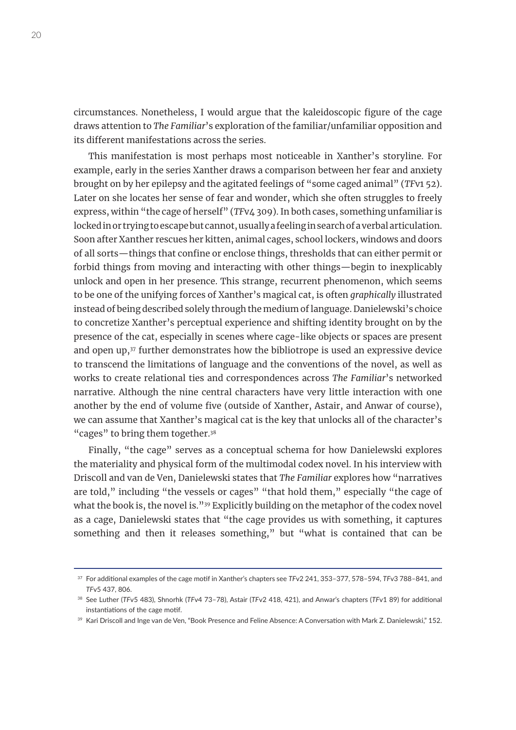circumstances. Nonetheless, I would argue that the kaleidoscopic figure of the cage draws attention to *The Familiar*'s exploration of the familiar/unfamiliar opposition and its different manifestations across the series.

This manifestation is most perhaps most noticeable in Xanther's storyline. For example, early in the series Xanther draws a comparison between her fear and anxiety brought on by her epilepsy and the agitated feelings of "some caged animal" (*TF*v1 52). Later on she locates her sense of fear and wonder, which she often struggles to freely express, within "the cage of herself" (*TF*v4 309). In both cases, something unfamiliar is locked in or trying to escape but cannot, usually a feeling in search of a verbal articulation. Soon after Xanther rescues her kitten, animal cages, school lockers, windows and doors of all sorts—things that confine or enclose things, thresholds that can either permit or forbid things from moving and interacting with other things—begin to inexplicably unlock and open in her presence. This strange, recurrent phenomenon, which seems to be one of the unifying forces of Xanther's magical cat, is often *graphically* illustrated instead of being described solely through the medium of language. Danielewski's choice to concretize Xanther's perceptual experience and shifting identity brought on by the presence of the cat, especially in scenes where cage-like objects or spaces are present and open up,[37] further demonstrates how the bibliotrope is used an expressive device to transcend the limitations of language and the conventions of the novel, as well as works to create relational ties and correspondences across *The Familiar*'s networked narrative. Although the nine central characters have very little interaction with one another by the end of volume five (outside of Xanther, Astair, and Anwar of course), we can assume that Xanther's magical cat is the key that unlocks all of the character's "cages" to bring them together.[38]

Finally, "the cage" serves as a conceptual schema for how Danielewski explores the materiality and physical form of the multimodal codex novel. In his interview with Driscoll and van de Ven, Danielewski states that *The Familiar* explores how "narratives are told," including "the vessels or cages" "that hold them," especially "the cage of what the book is, the novel is."[39] Explicitly building on the metaphor of the codex novel as a cage, Danielewski states that "the cage provides us with something, it captures something and then it releases something," but "what is contained that can be

---

[37] For additional examples of the cage motif in Xanther's chapters see *TF*v2 241, 353–377, 578–594, *TF*v3 788–841, and *TF*v5 437, 806.

[38] See Luther (*TF*v5 483), Shnorhk (*TF*v4 73–78), Astair (*TF*v2 418, 421), and Anwar's chapters (*TF*v1 89) for additional instantiations of the cage motif.

[39] Kari Driscoll and Inge van de Ven, "Book Presence and Feline Absence: A Conversation with Mark Z. Danielewski," 152.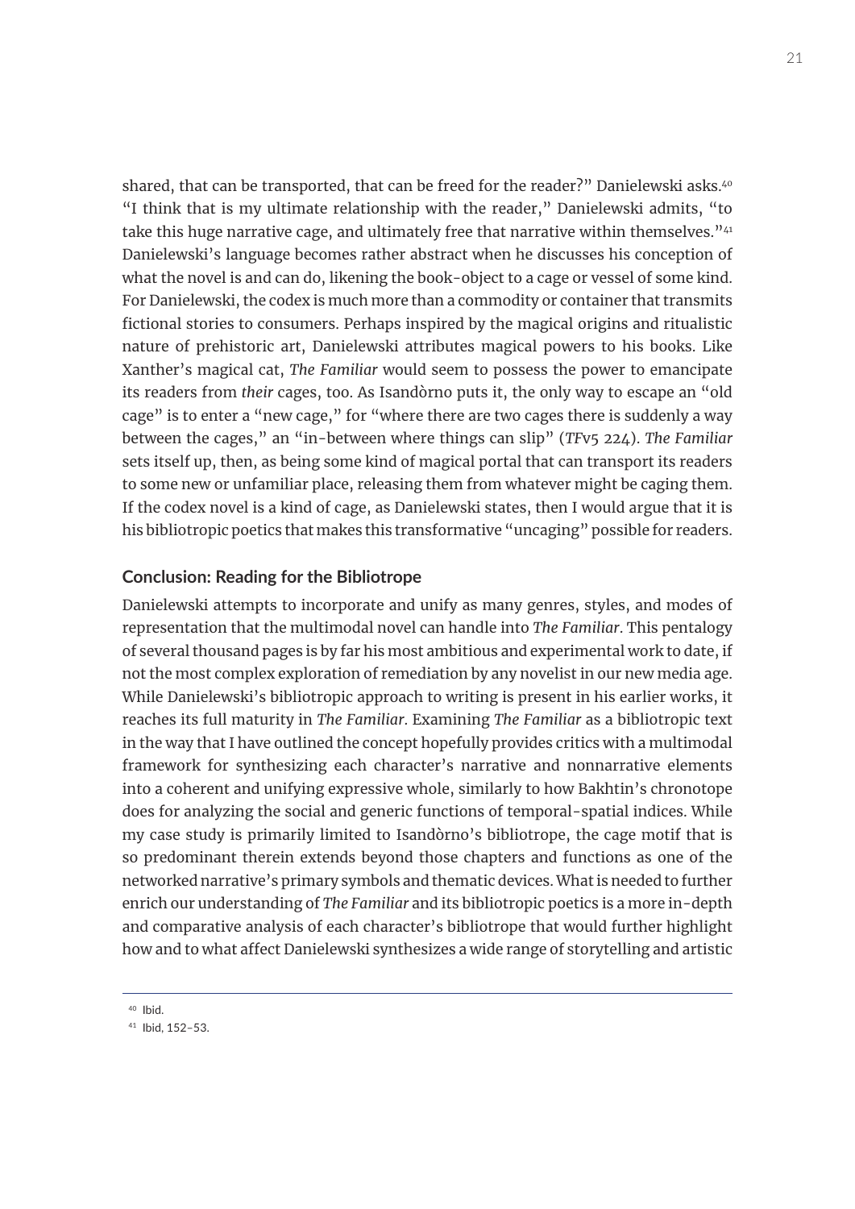shared, that can be transported, that can be freed for the reader?" Danielewski asks.[40] "I think that is my ultimate relationship with the reader," Danielewski admits, "to take this huge narrative cage, and ultimately free that narrative within themselves."[41] Danielewski's language becomes rather abstract when he discusses his conception of what the novel is and can do, likening the book-object to a cage or vessel of some kind. For Danielewski, the codex is much more than a commodity or container that transmits fictional stories to consumers. Perhaps inspired by the magical origins and ritualistic nature of prehistoric art, Danielewski attributes magical powers to his books. Like Xanther's magical cat, *The Familiar* would seem to possess the power to emancipate its readers from *their* cages, too. As Isandòrno puts it, the only way to escape an "old cage" is to enter a "new cage," for "where there are two cages there is suddenly a way between the cages," an "in-between where things can slip" (*TF*v5 224). *The Familiar* sets itself up, then, as being some kind of magical portal that can transport its readers to some new or unfamiliar place, releasing them from whatever might be caging them. If the codex novel is a kind of cage, as Danielewski states, then I would argue that it is his bibliotropic poetics that makes this transformative "uncaging" possible for readers.

## Conclusion: Reading for the Bibliotrope

Danielewski attempts to incorporate and unify as many genres, styles, and modes of representation that the multimodal novel can handle into *The Familiar*. This pentalogy of several thousand pages is by far his most ambitious and experimental work to date, if not the most complex exploration of remediation by any novelist in our new media age. While Danielewski's bibliotropic approach to writing is present in his earlier works, it reaches its full maturity in *The Familiar*. Examining *The Familiar* as a bibliotropic text in the way that I have outlined the concept hopefully provides critics with a multimodal framework for synthesizing each character's narrative and nonnarrative elements into a coherent and unifying expressive whole, similarly to how Bakhtin's chronotope does for analyzing the social and generic functions of temporal-spatial indices. While my case study is primarily limited to Isandòrno's bibliotrope, the cage motif that is so predominant therein extends beyond those chapters and functions as one of the networked narrative's primary symbols and thematic devices. What is needed to further enrich our understanding of *The Familiar* and its bibliotropic poetics is a more in-depth and comparative analysis of each character's bibliotrope that would further highlight how and to what affect Danielewski synthesizes a wide range of storytelling and artistic

---

[40] Ibid.

[41] Ibid, 152–53.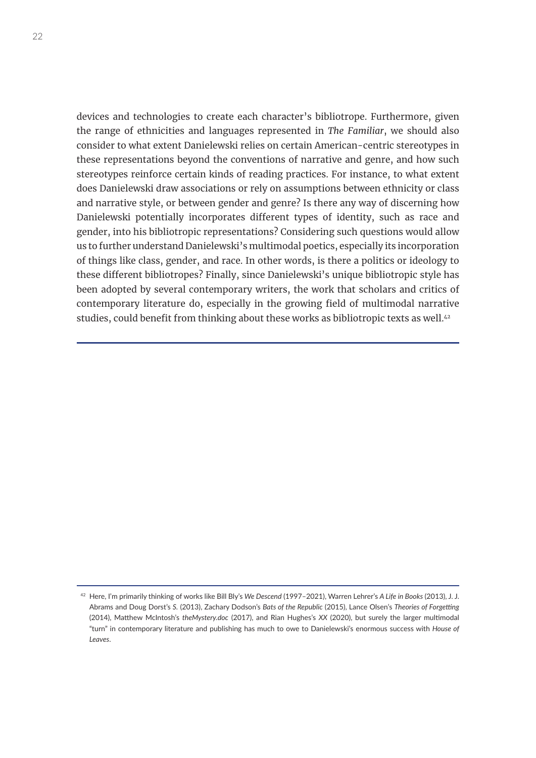devices and technologies to create each character's bibliotrope. Furthermore, given the range of ethnicities and languages represented in *The Familiar*, we should also consider to what extent Danielewski relies on certain American-centric stereotypes in these representations beyond the conventions of narrative and genre, and how such stereotypes reinforce certain kinds of reading practices. For instance, to what extent does Danielewski draw associations or rely on assumptions between ethnicity or class and narrative style, or between gender and genre? Is there any way of discerning how Danielewski potentially incorporates different types of identity, such as race and gender, into his bibliotropic representations? Considering such questions would allow us to further understand Danielewski's multimodal poetics, especially its incorporation of things like class, gender, and race. In other words, is there a politics or ideology to these different bibliotropes? Finally, since Danielewski's unique bibliotropic style has been adopted by several contemporary writers, the work that scholars and critics of contemporary literature do, especially in the growing field of multimodal narrative studies, could benefit from thinking about these works as bibliotropic texts as well.[42]

---

[42] Here, I'm primarily thinking of works like Bill Bly's *We Descend* (1997–2021), Warren Lehrer's *A Life in Books* (2013), J. J. Abrams and Doug Dorst's *S.* (2013), Zachary Dodson's *Bats of the Republic* (2015), Lance Olsen's *Theories of Forgetting* (2014), Matthew McIntosh's *theMystery.doc* (2017), and Rian Hughes's *XX* (2020), but surely the larger multimodal "turn" in contemporary literature and publishing has much to owe to Danielewski's enormous success with *House of Leaves*.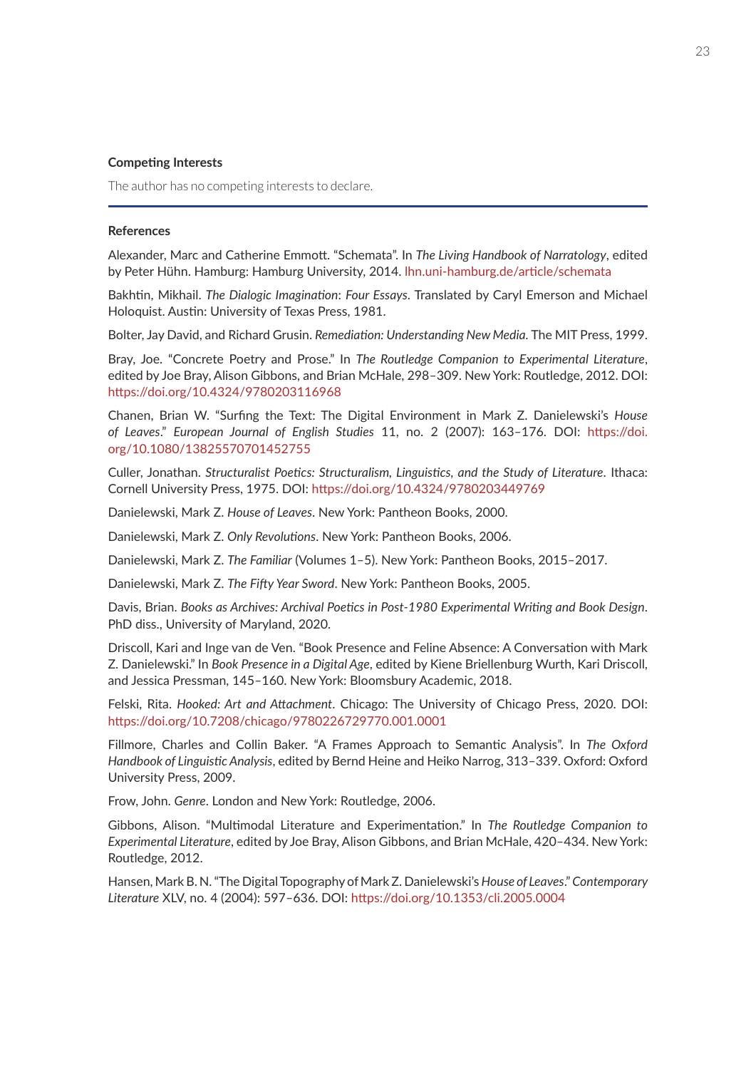### Competing Interests

The author has no competing interests to declare.

### References

Alexander, Marc and Catherine Emmott. "Schemata". In *The Living Handbook of Narratology*, edited by Peter Hühn. Hamburg: Hamburg University, 2014. lhn.uni-hamburg.de/article/schemata

Bakhtin, Mikhail. *The Dialogic Imagination: Four Essays*. Translated by Caryl Emerson and Michael Holoquist. Austin: University of Texas Press, 1981.

Bolter, Jay David, and Richard Grusin. *Remediation: Understanding New Media*. The MIT Press, 1999.

Bray, Joe. "Concrete Poetry and Prose." In *The Routledge Companion to Experimental Literature*, edited by Joe Bray, Alison Gibbons, and Brian McHale, 298–309. New York: Routledge, 2012. DOI: https://doi.org/10.4324/9780203116968

Chanen, Brian W. "Surfing the Text: The Digital Environment in Mark Z. Danielewski's *House of Leaves*." *European Journal of English Studies* 11, no. 2 (2007): 163–176. DOI: https://doi.org/10.1080/13825570701452755

Culler, Jonathan. *Structuralist Poetics: Structuralism, Linguistics, and the Study of Literature*. Ithaca: Cornell University Press, 1975. DOI: https://doi.org/10.4324/9780203449769

Danielewski, Mark Z. *House of Leaves*. New York: Pantheon Books, 2000.

Danielewski, Mark Z. *Only Revolutions*. New York: Pantheon Books, 2006.

Danielewski, Mark Z. *The Familiar* (Volumes 1–5). New York: Pantheon Books, 2015–2017.

Danielewski, Mark Z. *The Fifty Year Sword*. New York: Pantheon Books, 2005.

Davis, Brian. *Books as Archives: Archival Poetics in Post-1980 Experimental Writing and Book Design*. PhD diss., University of Maryland, 2020.

Driscoll, Kari and Inge van de Ven. "Book Presence and Feline Absence: A Conversation with Mark Z. Danielewski." In *Book Presence in a Digital Age*, edited by Kiene Briellenburg Wurth, Kari Driscoll, and Jessica Pressman, 145–160. New York: Bloomsbury Academic, 2018.

Felski, Rita. *Hooked: Art and Attachment*. Chicago: The University of Chicago Press, 2020. DOI: https://doi.org/10.7208/chicago/9780226729770.001.0001

Fillmore, Charles and Collin Baker. "A Frames Approach to Semantic Analysis". In *The Oxford Handbook of Linguistic Analysis*, edited by Bernd Heine and Heiko Narrog, 313–339. Oxford: Oxford University Press, 2009.

Frow, John. *Genre*. London and New York: Routledge, 2006.

Gibbons, Alison. "Multimodal Literature and Experimentation." In *The Routledge Companion to Experimental Literature*, edited by Joe Bray, Alison Gibbons, and Brian McHale, 420–434. New York: Routledge, 2012.

Hansen, Mark B. N. "The Digital Topography of Mark Z. Danielewski's *House of Leaves*." *Contemporary Literature* XLV, no. 4 (2004): 597–636. DOI: https://doi.org/10.1353/cli.2005.0004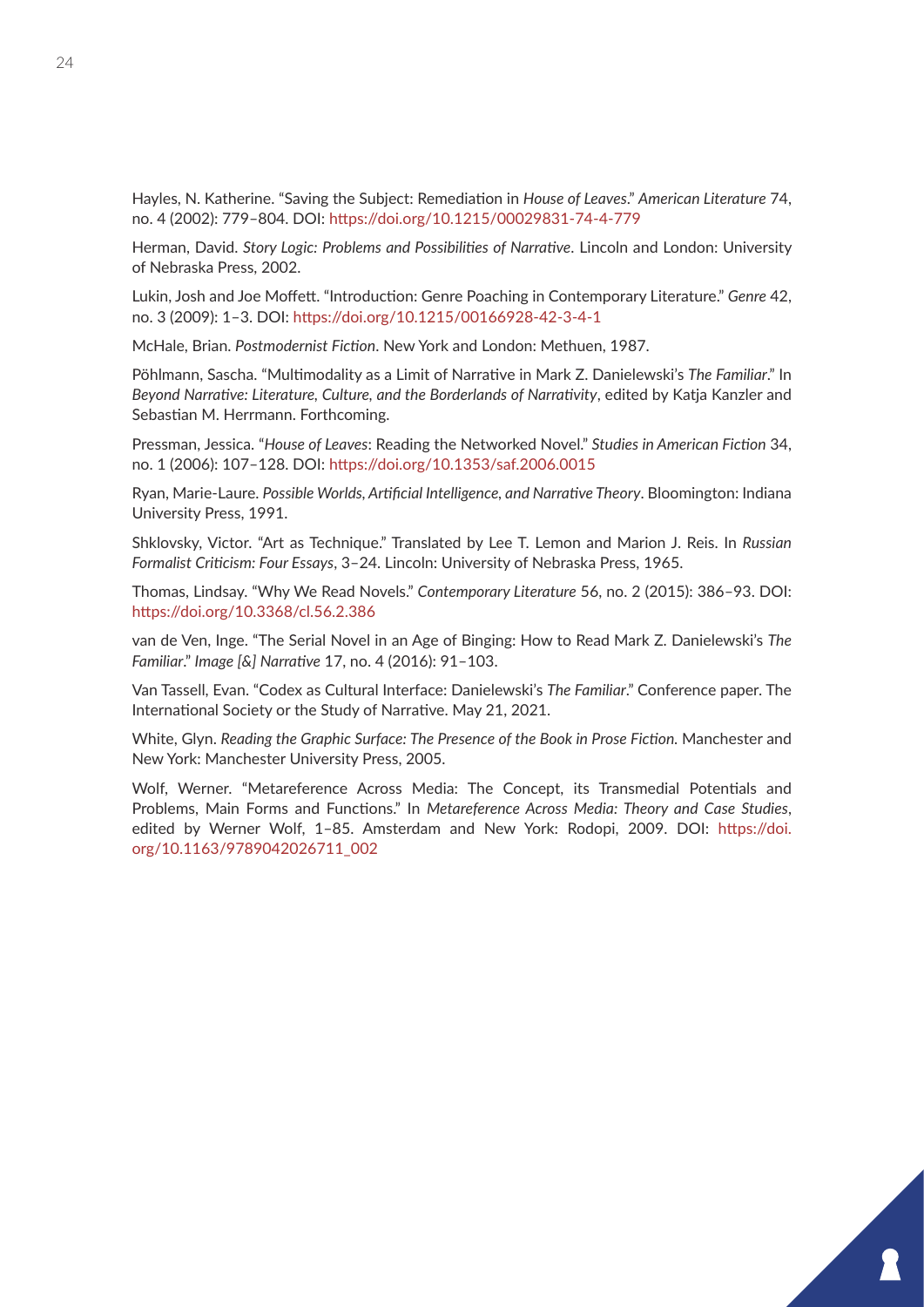Hayles, N. Katherine. "Saving the Subject: Remediation in *House of Leaves*." *American Literature* 74, no. 4 (2002): 779–804. DOI: https://doi.org/10.1215/00029831-74-4-779

Herman, David. *Story Logic: Problems and Possibilities of Narrative*. Lincoln and London: University of Nebraska Press, 2002.

Lukin, Josh and Joe Moffett. "Introduction: Genre Poaching in Contemporary Literature." *Genre* 42, no. 3 (2009): 1–3. DOI: https://doi.org/10.1215/00166928-42-3-4-1

McHale, Brian. *Postmodernist Fiction*. New York and London: Methuen, 1987.

Pöhlmann, Sascha. "Multimodality as a Limit of Narrative in Mark Z. Danielewski's *The Familiar*." In *Beyond Narrative: Literature, Culture, and the Borderlands of Narrativity*, edited by Katja Kanzler and Sebastian M. Herrmann. Forthcoming.

Pressman, Jessica. "*House of Leaves*: Reading the Networked Novel." *Studies in American Fiction* 34, no. 1 (2006): 107–128. DOI: https://doi.org/10.1353/saf.2006.0015

Ryan, Marie-Laure. *Possible Worlds, Artificial Intelligence, and Narrative Theory*. Bloomington: Indiana University Press, 1991.

Shklovsky, Victor. "Art as Technique." Translated by Lee T. Lemon and Marion J. Reis. In *Russian Formalist Criticism: Four Essays*, 3–24. Lincoln: University of Nebraska Press, 1965.

Thomas, Lindsay. "Why We Read Novels." *Contemporary Literature* 56, no. 2 (2015): 386–93. DOI: https://doi.org/10.3368/cl.56.2.386

van de Ven, Inge. "The Serial Novel in an Age of Binging: How to Read Mark Z. Danielewski's *The Familiar*." *Image [&] Narrative* 17, no. 4 (2016): 91–103.

Van Tassell, Evan. "Codex as Cultural Interface: Danielewski's *The Familiar*." Conference paper. The International Society or the Study of Narrative. May 21, 2021.

White, Glyn. *Reading the Graphic Surface: The Presence of the Book in Prose Fiction.* Manchester and New York: Manchester University Press, 2005.

Wolf, Werner. "Metareference Across Media: The Concept, its Transmedial Potentials and Problems, Main Forms and Functions." In *Metareference Across Media: Theory and Case Studies*, edited by Werner Wolf, 1–85. Amsterdam and New York: Rodopi, 2009. DOI: https://doi.org/10.1163/9789042026711_002